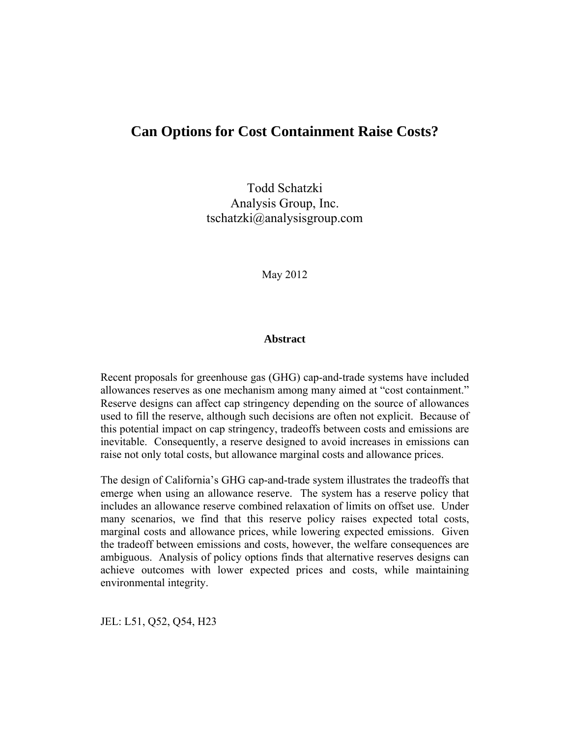# Can Options for Cost Containment Raise Costs?

Todd Schatzki
Analysis Group, Inc.
tschatzki@analysisgroup.com

May 2012

## Abstract

Recent proposals for greenhouse gas (GHG) cap-and-trade systems have included allowances reserves as one mechanism among many aimed at "cost containment." Reserve designs can affect cap stringency depending on the source of allowances used to fill the reserve, although such decisions are often not explicit. Because of this potential impact on cap stringency, tradeoffs between costs and emissions are inevitable. Consequently, a reserve designed to avoid increases in emissions can raise not only total costs, but allowance marginal costs and allowance prices.

The design of California's GHG cap-and-trade system illustrates the tradeoffs that emerge when using an allowance reserve. The system has a reserve policy that includes an allowance reserve combined relaxation of limits on offset use. Under many scenarios, we find that this reserve policy raises expected total costs, marginal costs and allowance prices, while lowering expected emissions. Given the tradeoff between emissions and costs, however, the welfare consequences are ambiguous. Analysis of policy options finds that alternative reserves designs can achieve outcomes with lower expected prices and costs, while maintaining environmental integrity.

JEL: L51, Q52, Q54, H23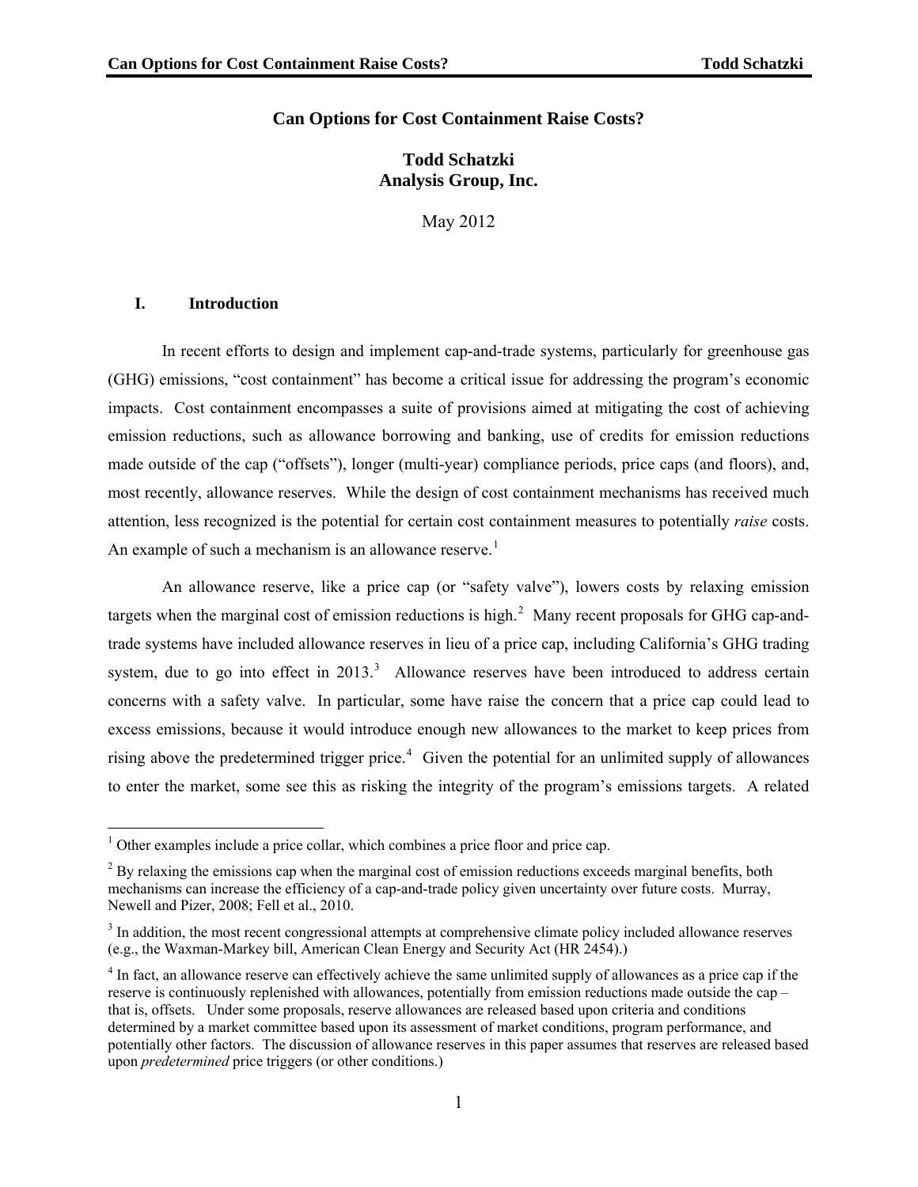**Can Options for Cost Containment Raise Costs?**

**Todd Schatzki**
**Analysis Group, Inc.**

May 2012

## I. Introduction

In recent efforts to design and implement cap-and-trade systems, particularly for greenhouse gas (GHG) emissions, "cost containment" has become a critical issue for addressing the program's economic impacts. Cost containment encompasses a suite of provisions aimed at mitigating the cost of achieving emission reductions, such as allowance borrowing and banking, use of credits for emission reductions made outside of the cap ("offsets"), longer (multi-year) compliance periods, price caps (and floors), and, most recently, allowance reserves. While the design of cost containment mechanisms has received much attention, less recognized is the potential for certain cost containment measures to potentially *raise* costs. An example of such a mechanism is an allowance reserve.[1]

An allowance reserve, like a price cap (or "safety valve"), lowers costs by relaxing emission targets when the marginal cost of emission reductions is high.[2] Many recent proposals for GHG cap-and-trade systems have included allowance reserves in lieu of a price cap, including California's GHG trading system, due to go into effect in 2013.[3] Allowance reserves have been introduced to address certain concerns with a safety valve. In particular, some have raise the concern that a price cap could lead to excess emissions, because it would introduce enough new allowances to the market to keep prices from rising above the predetermined trigger price.[4] Given the potential for an unlimited supply of allowances to enter the market, some see this as risking the integrity of the program's emissions targets. A related

---

[1] Other examples include a price collar, which combines a price floor and price cap.

[2] By relaxing the emissions cap when the marginal cost of emission reductions exceeds marginal benefits, both mechanisms can increase the efficiency of a cap-and-trade policy given uncertainty over future costs. Murray, Newell and Pizer, 2008; Fell et al., 2010.

[3] In addition, the most recent congressional attempts at comprehensive climate policy included allowance reserves (e.g., the Waxman-Markey bill, American Clean Energy and Security Act (HR 2454).)

[4] In fact, an allowance reserve can effectively achieve the same unlimited supply of allowances as a price cap if the reserve is continuously replenished with allowances, potentially from emission reductions made outside the cap – that is, offsets. Under some proposals, reserve allowances are released based upon criteria and conditions determined by a market committee based upon its assessment of market conditions, program performance, and potentially other factors. The discussion of allowance reserves in this paper assumes that reserves are released based upon *predetermined* price triggers (or other conditions.)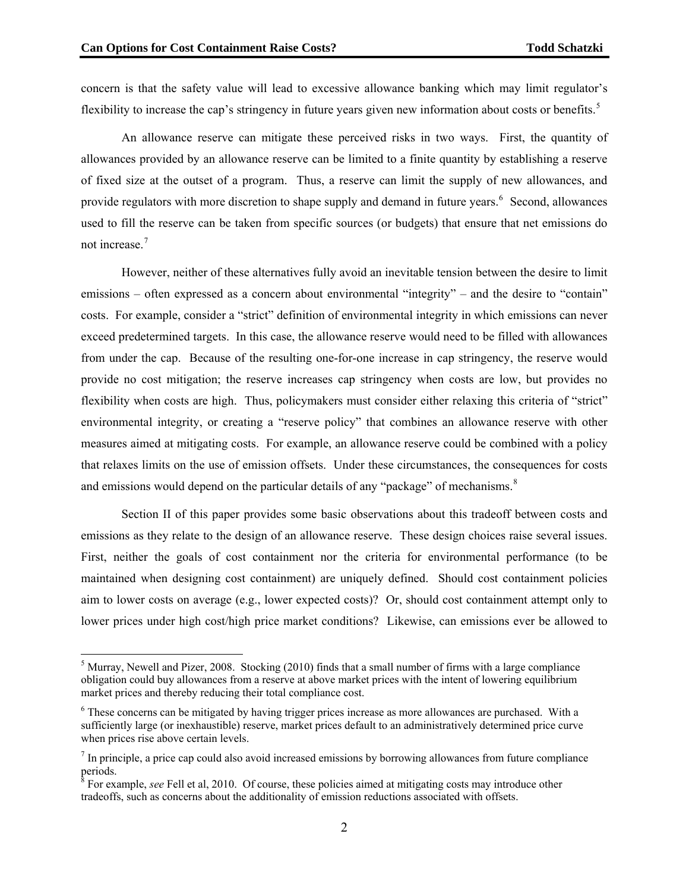concern is that the safety value will lead to excessive allowance banking which may limit regulator's flexibility to increase the cap's stringency in future years given new information about costs or benefits.[5]

An allowance reserve can mitigate these perceived risks in two ways. First, the quantity of allowances provided by an allowance reserve can be limited to a finite quantity by establishing a reserve of fixed size at the outset of a program. Thus, a reserve can limit the supply of new allowances, and provide regulators with more discretion to shape supply and demand in future years.[6] Second, allowances used to fill the reserve can be taken from specific sources (or budgets) that ensure that net emissions do not increase.[7]

However, neither of these alternatives fully avoid an inevitable tension between the desire to limit emissions – often expressed as a concern about environmental "integrity" – and the desire to "contain" costs. For example, consider a "strict" definition of environmental integrity in which emissions can never exceed predetermined targets. In this case, the allowance reserve would need to be filled with allowances from under the cap. Because of the resulting one-for-one increase in cap stringency, the reserve would provide no cost mitigation; the reserve increases cap stringency when costs are low, but provides no flexibility when costs are high. Thus, policymakers must consider either relaxing this criteria of "strict" environmental integrity, or creating a "reserve policy" that combines an allowance reserve with other measures aimed at mitigating costs. For example, an allowance reserve could be combined with a policy that relaxes limits on the use of emission offsets. Under these circumstances, the consequences for costs and emissions would depend on the particular details of any "package" of mechanisms.[8]

Section II of this paper provides some basic observations about this tradeoff between costs and emissions as they relate to the design of an allowance reserve. These design choices raise several issues. First, neither the goals of cost containment nor the criteria for environmental performance (to be maintained when designing cost containment) are uniquely defined. Should cost containment policies aim to lower costs on average (e.g., lower expected costs)? Or, should cost containment attempt only to lower prices under high cost/high price market conditions? Likewise, can emissions ever be allowed to

---

[5] Murray, Newell and Pizer, 2008. Stocking (2010) finds that a small number of firms with a large compliance obligation could buy allowances from a reserve at above market prices with the intent of lowering equilibrium market prices and thereby reducing their total compliance cost.

[6] These concerns can be mitigated by having trigger prices increase as more allowances are purchased. With a sufficiently large (or inexhaustible) reserve, market prices default to an administratively determined price curve when prices rise above certain levels.

[7] In principle, a price cap could also avoid increased emissions by borrowing allowances from future compliance periods.

[8] For example, *see* Fell et al, 2010. Of course, these policies aimed at mitigating costs may introduce other tradeoffs, such as concerns about the additionality of emission reductions associated with offsets.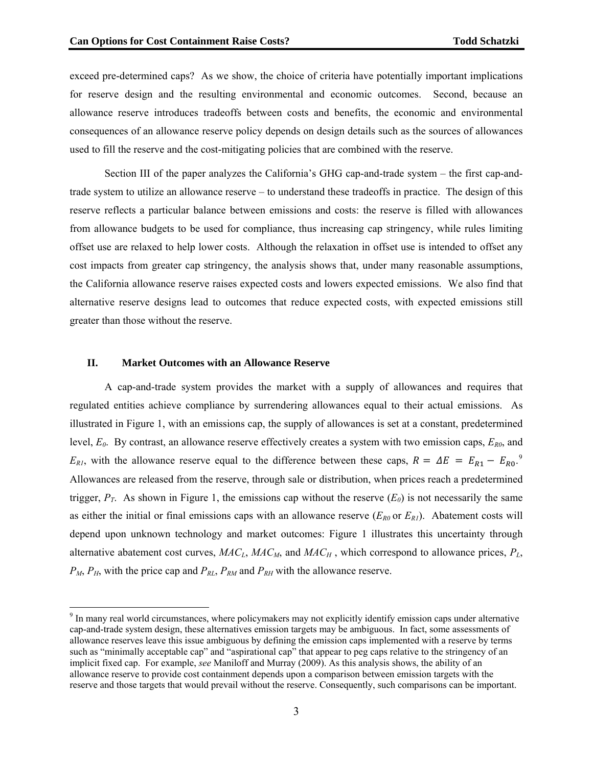exceed pre-determined caps? As we show, the choice of criteria have potentially important implications for reserve design and the resulting environmental and economic outcomes. Second, because an allowance reserve introduces tradeoffs between costs and benefits, the economic and environmental consequences of an allowance reserve policy depends on design details such as the sources of allowances used to fill the reserve and the cost-mitigating policies that are combined with the reserve.

Section III of the paper analyzes the California's GHG cap-and-trade system – the first cap-and-trade system to utilize an allowance reserve – to understand these tradeoffs in practice. The design of this reserve reflects a particular balance between emissions and costs: the reserve is filled with allowances from allowance budgets to be used for compliance, thus increasing cap stringency, while rules limiting offset use are relaxed to help lower costs. Although the relaxation in offset use is intended to offset any cost impacts from greater cap stringency, the analysis shows that, under many reasonable assumptions, the California allowance reserve raises expected costs and lowers expected emissions. We also find that alternative reserve designs lead to outcomes that reduce expected costs, with expected emissions still greater than those without the reserve.

## II. Market Outcomes with an Allowance Reserve

A cap-and-trade system provides the market with a supply of allowances and requires that regulated entities achieve compliance by surrendering allowances equal to their actual emissions. As illustrated in Figure 1, with an emissions cap, the supply of allowances is set at a constant, predetermined level, $E_0$. By contrast, an allowance reserve effectively creates a system with two emission caps, $E_{R0}$, and $E_{R1}$, with the allowance reserve equal to the difference between these caps, $R = \Delta E = E_{R1} - E_{R0}$.[9] Allowances are released from the reserve, through sale or distribution, when prices reach a predetermined trigger, $P_T$. As shown in Figure 1, the emissions cap without the reserve ($E_0$) is not necessarily the same as either the initial or final emissions caps with an allowance reserve ($E_{R0}$ or $E_{R1}$). Abatement costs will depend upon unknown technology and market outcomes: Figure 1 illustrates this uncertainty through alternative abatement cost curves, $MAC_L$, $MAC_M$, and $MAC_H$, which correspond to allowance prices, $P_L$, $P_M$, $P_H$, with the price cap and $P_{RL}$, $P_{RM}$ and $P_{RH}$ with the allowance reserve.

---

[9] In many real world circumstances, where policymakers may not explicitly identify emission caps under alternative cap-and-trade system design, these alternatives emission targets may be ambiguous. In fact, some assessments of allowance reserves leave this issue ambiguous by defining the emission caps implemented with a reserve by terms such as "minimally acceptable cap" and "aspirational cap" that appear to peg caps relative to the stringency of an implicit fixed cap. For example, *see* Maniloff and Murray (2009). As this analysis shows, the ability of an allowance reserve to provide cost containment depends upon a comparison between emission targets with the reserve and those targets that would prevail without the reserve. Consequently, such comparisons can be important.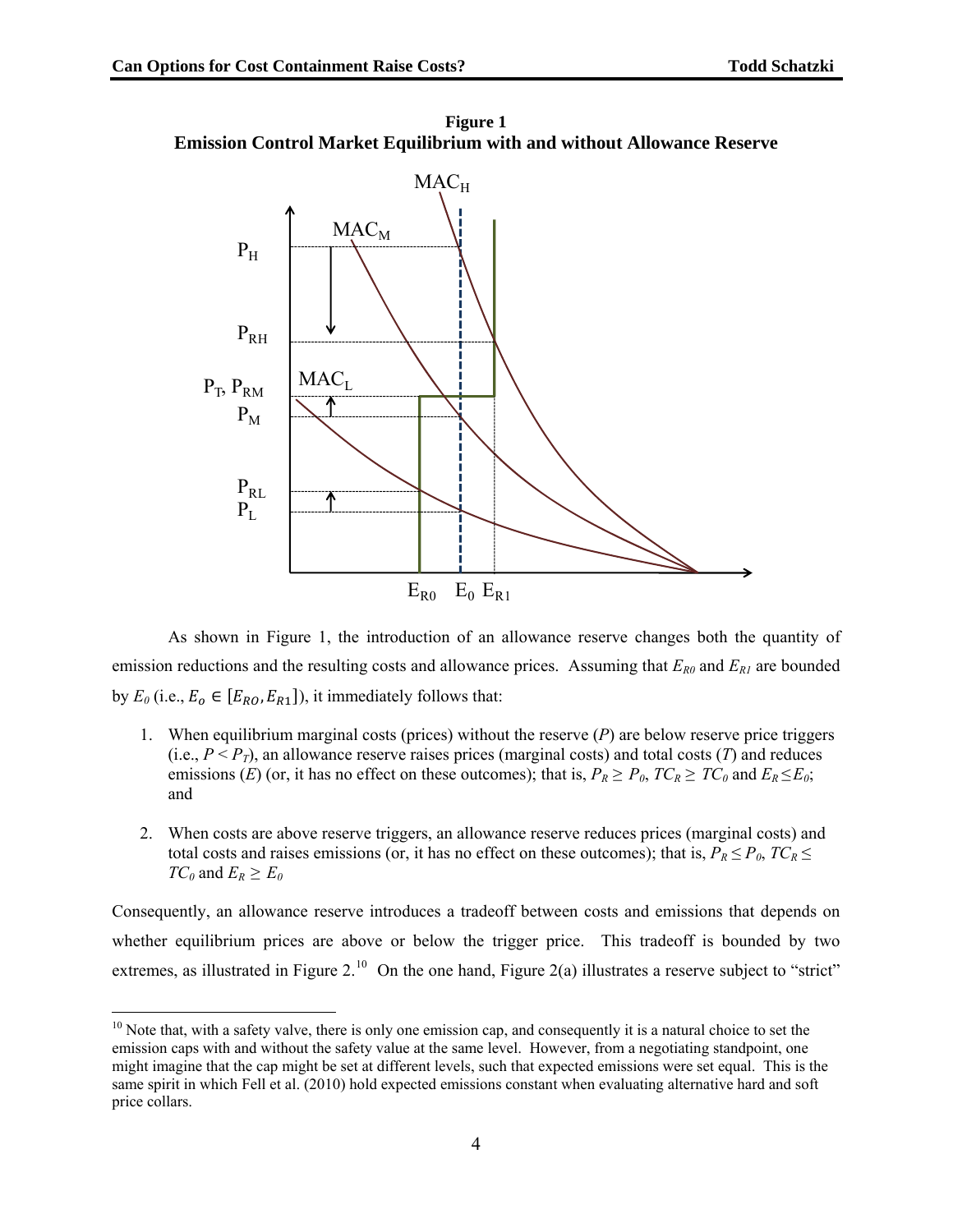**Figure 1**
**Emission Control Market Equilibrium with and without Allowance Reserve**

As shown in Figure 1, the introduction of an allowance reserve changes both the quantity of emission reductions and the resulting costs and allowance prices. Assuming that $E_{R0}$ and $E_{R1}$ are bounded by $E_0$ (i.e., $E_o \in [E_{RO}, E_{R1}]$), it immediately follows that:

1. When equilibrium marginal costs (prices) without the reserve ($P$) are below reserve price triggers (i.e., $P < P_T$), an allowance reserve raises prices (marginal costs) and total costs ($T$) and reduces emissions ($E$) (or, it has no effect on these outcomes); that is, $P_R \geq P_0$, $TC_R \geq TC_0$ and $E_R \leq E_0$; and
2. When costs are above reserve triggers, an allowance reserve reduces prices (marginal costs) and total costs and raises emissions (or, it has no effect on these outcomes); that is, $P_R \leq P_0$, $TC_R \leq TC_0$ and $E_R \geq E_0$

Consequently, an allowance reserve introduces a tradeoff between costs and emissions that depends on whether equilibrium prices are above or below the trigger price. This tradeoff is bounded by two extremes, as illustrated in Figure 2.[10] On the one hand, Figure 2(a) illustrates a reserve subject to "strict"

[10] Note that, with a safety valve, there is only one emission cap, and consequently it is a natural choice to set the emission caps with and without the safety value at the same level. However, from a negotiating standpoint, one might imagine that the cap might be set at different levels, such that expected emissions were set equal. This is the same spirit in which Fell et al. (2010) hold expected emissions constant when evaluating alternative hard and soft price collars.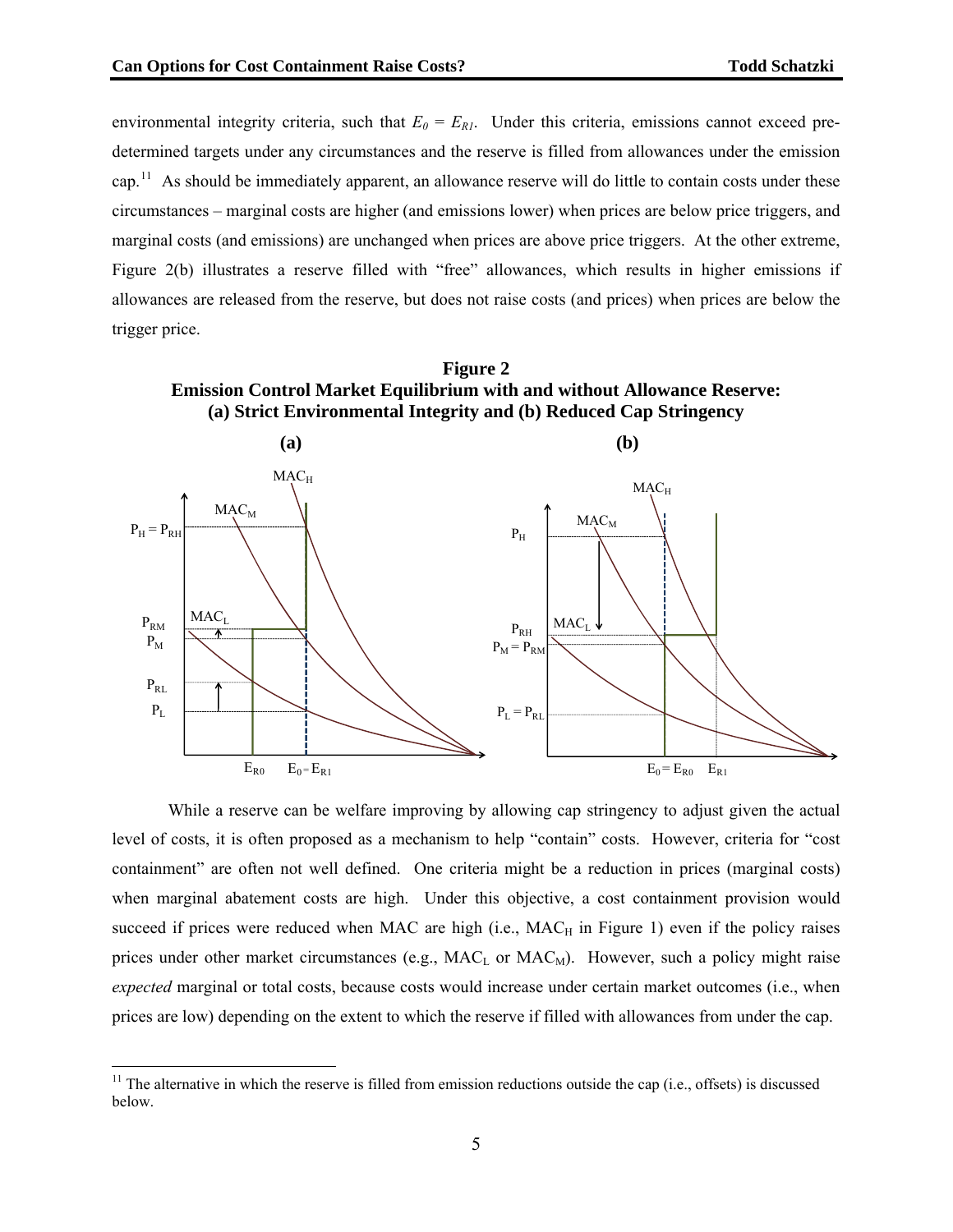environmental integrity criteria, such that $E_0 = E_{R1}$. Under this criteria, emissions cannot exceed pre-determined targets under any circumstances and the reserve is filled from allowances under the emission cap.[11] As should be immediately apparent, an allowance reserve will do little to contain costs under these circumstances – marginal costs are higher (and emissions lower) when prices are below price triggers, and marginal costs (and emissions) are unchanged when prices are above price triggers. At the other extreme, Figure 2(b) illustrates a reserve filled with "free" allowances, which results in higher emissions if allowances are released from the reserve, but does not raise costs (and prices) when prices are below the trigger price.

**Figure 2**
**Emission Control Market Equilibrium with and without Allowance Reserve: (a) Strict Environmental Integrity and (b) Reduced Cap Stringency**

While a reserve can be welfare improving by allowing cap stringency to adjust given the actual level of costs, it is often proposed as a mechanism to help "contain" costs. However, criteria for "cost containment" are often not well defined. One criteria might be a reduction in prices (marginal costs) when marginal abatement costs are high. Under this objective, a cost containment provision would succeed if prices were reduced when MAC are high (i.e., $MAC_H$ in Figure 1) even if the policy raises prices under other market circumstances (e.g., $MAC_L$ or $MAC_M$). However, such a policy might raise *expected* marginal or total costs, because costs would increase under certain market outcomes (i.e., when prices are low) depending on the extent to which the reserve if filled with allowances from under the cap.

[11] The alternative in which the reserve is filled from emission reductions outside the cap (i.e., offsets) is discussed below.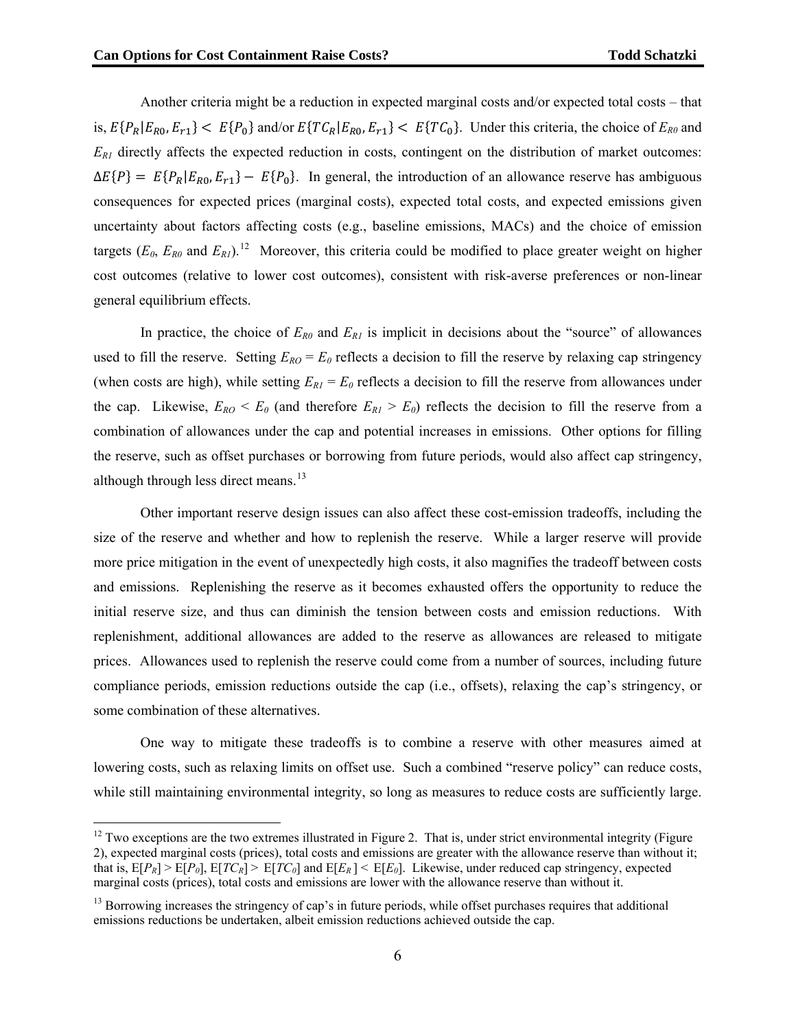Another criteria might be a reduction in expected marginal costs and/or expected total costs – that is, $E\{P_R|E_{R0}, E_{r1}\} < E\{P_0\}$ and/or $E\{TC_R|E_{R0}, E_{r1}\} < E\{TC_0\}$. Under this criteria, the choice of $E_{R0}$ and $E_{R1}$ directly affects the expected reduction in costs, contingent on the distribution of market outcomes: $\Delta E\{P\} = E\{P_R|E_{R0}, E_{r1}\} - E\{P_0\}$. In general, the introduction of an allowance reserve has ambiguous consequences for expected prices (marginal costs), expected total costs, and expected emissions given uncertainty about factors affecting costs (e.g., baseline emissions, MACs) and the choice of emission targets ($E_0$, $E_{R0}$ and $E_{R1}$).[12] Moreover, this criteria could be modified to place greater weight on higher cost outcomes (relative to lower cost outcomes), consistent with risk-averse preferences or non-linear general equilibrium effects.

In practice, the choice of $E_{R0}$ and $E_{R1}$ is implicit in decisions about the "source" of allowances used to fill the reserve. Setting $E_{RO} = E_0$ reflects a decision to fill the reserve by relaxing cap stringency (when costs are high), while setting $E_{R1} = E_0$ reflects a decision to fill the reserve from allowances under the cap. Likewise, $E_{RO} < E_0$ (and therefore $E_{R1} > E_0$) reflects the decision to fill the reserve from a combination of allowances under the cap and potential increases in emissions. Other options for filling the reserve, such as offset purchases or borrowing from future periods, would also affect cap stringency, although through less direct means.[13]

Other important reserve design issues can also affect these cost-emission tradeoffs, including the size of the reserve and whether and how to replenish the reserve. While a larger reserve will provide more price mitigation in the event of unexpectedly high costs, it also magnifies the tradeoff between costs and emissions. Replenishing the reserve as it becomes exhausted offers the opportunity to reduce the initial reserve size, and thus can diminish the tension between costs and emission reductions. With replenishment, additional allowances are added to the reserve as allowances are released to mitigate prices. Allowances used to replenish the reserve could come from a number of sources, including future compliance periods, emission reductions outside the cap (i.e., offsets), relaxing the cap's stringency, or some combination of these alternatives.

One way to mitigate these tradeoffs is to combine a reserve with other measures aimed at lowering costs, such as relaxing limits on offset use. Such a combined "reserve policy" can reduce costs, while still maintaining environmental integrity, so long as measures to reduce costs are sufficiently large.

---

[12] Two exceptions are the two extremes illustrated in Figure 2. That is, under strict environmental integrity (Figure 2), expected marginal costs (prices), total costs and emissions are greater with the allowance reserve than without it; that is, $E[P_R] > E[P_0]$, $E[TC_R] > E[TC_0]$ and $E[E_R] < E[E_0]$. Likewise, under reduced cap stringency, expected marginal costs (prices), total costs and emissions are lower with the allowance reserve than without it.

[13] Borrowing increases the stringency of cap's in future periods, while offset purchases requires that additional emissions reductions be undertaken, albeit emission reductions achieved outside the cap.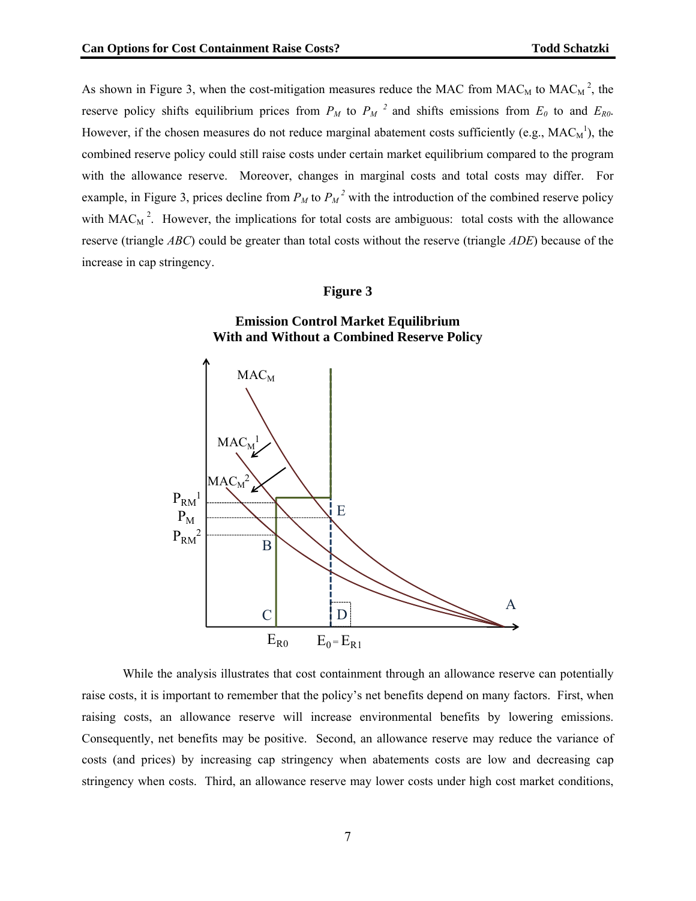As shown in Figure 3, when the cost-mitigation measures reduce the MAC from $MAC_M$ to $MAC_M{}^2$, the reserve policy shifts equilibrium prices from $P_M$ to $P_M{}^2$ and shifts emissions from $E_0$ to and $E_{R0}$. However, if the chosen measures do not reduce marginal abatement costs sufficiently (e.g., $MAC_M{}^1$), the combined reserve policy could still raise costs under certain market equilibrium compared to the program with the allowance reserve. Moreover, changes in marginal costs and total costs may differ. For example, in Figure 3, prices decline from $P_M$ to $P_M{}^2$ with the introduction of the combined reserve policy with $MAC_M{}^2$. However, the implications for total costs are ambiguous: total costs with the allowance reserve (triangle *ABC*) could be greater than total costs without the reserve (triangle *ADE*) because of the increase in cap stringency.

**Figure 3**

**Emission Control Market Equilibrium**
**With and Without a Combined Reserve Policy**

While the analysis illustrates that cost containment through an allowance reserve can potentially raise costs, it is important to remember that the policy's net benefits depend on many factors. First, when raising costs, an allowance reserve will increase environmental benefits by lowering emissions. Consequently, net benefits may be positive. Second, an allowance reserve may reduce the variance of costs (and prices) by increasing cap stringency when abatements costs are low and decreasing cap stringency when costs. Third, an allowance reserve may lower costs under high cost market conditions,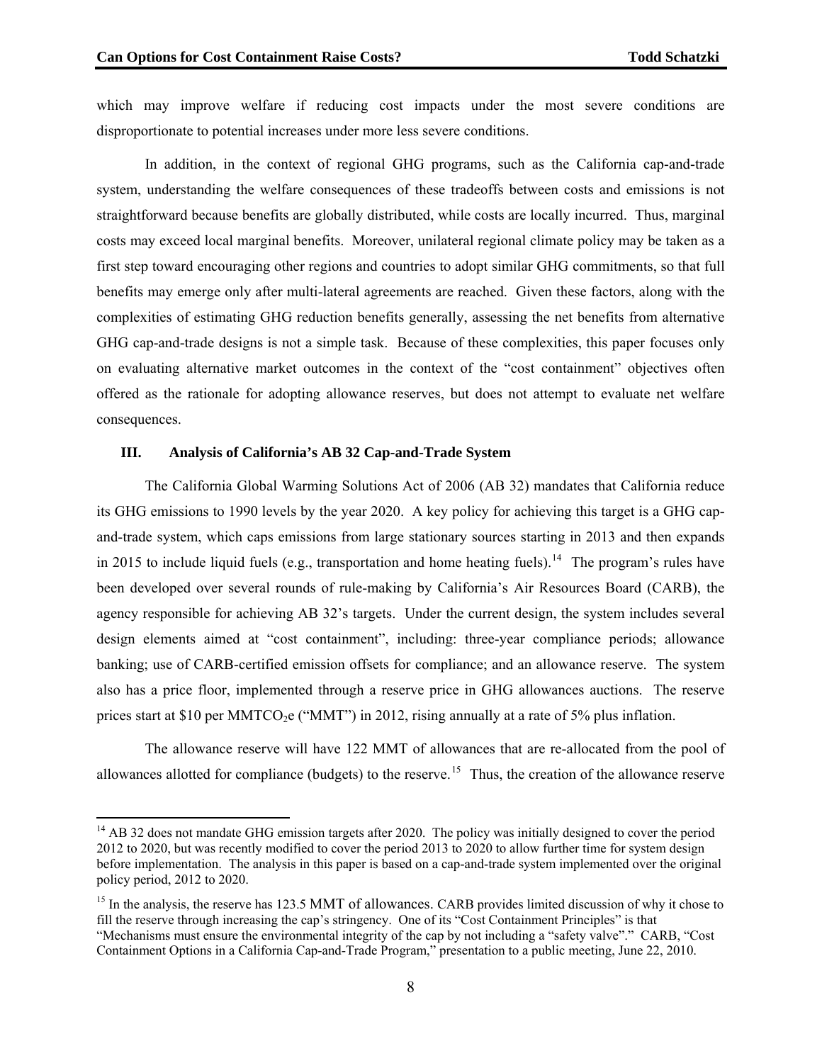which may improve welfare if reducing cost impacts under the most severe conditions are disproportionate to potential increases under more less severe conditions.

In addition, in the context of regional GHG programs, such as the California cap-and-trade system, understanding the welfare consequences of these tradeoffs between costs and emissions is not straightforward because benefits are globally distributed, while costs are locally incurred. Thus, marginal costs may exceed local marginal benefits. Moreover, unilateral regional climate policy may be taken as a first step toward encouraging other regions and countries to adopt similar GHG commitments, so that full benefits may emerge only after multi-lateral agreements are reached. Given these factors, along with the complexities of estimating GHG reduction benefits generally, assessing the net benefits from alternative GHG cap-and-trade designs is not a simple task. Because of these complexities, this paper focuses only on evaluating alternative market outcomes in the context of the "cost containment" objectives often offered as the rationale for adopting allowance reserves, but does not attempt to evaluate net welfare consequences.

## III. Analysis of California's AB 32 Cap-and-Trade System

The California Global Warming Solutions Act of 2006 (AB 32) mandates that California reduce its GHG emissions to 1990 levels by the year 2020. A key policy for achieving this target is a GHG cap-and-trade system, which caps emissions from large stationary sources starting in 2013 and then expands in 2015 to include liquid fuels (e.g., transportation and home heating fuels).[14] The program's rules have been developed over several rounds of rule-making by California's Air Resources Board (CARB), the agency responsible for achieving AB 32's targets. Under the current design, the system includes several design elements aimed at "cost containment", including: three-year compliance periods; allowance banking; use of CARB-certified emission offsets for compliance; and an allowance reserve. The system also has a price floor, implemented through a reserve price in GHG allowances auctions. The reserve prices start at \$10 per MMTCO$_2$e ("MMT") in 2012, rising annually at a rate of 5% plus inflation.

The allowance reserve will have 122 MMT of allowances that are re-allocated from the pool of allowances allotted for compliance (budgets) to the reserve.[15] Thus, the creation of the allowance reserve

---

[14] AB 32 does not mandate GHG emission targets after 2020. The policy was initially designed to cover the period 2012 to 2020, but was recently modified to cover the period 2013 to 2020 to allow further time for system design before implementation. The analysis in this paper is based on a cap-and-trade system implemented over the original policy period, 2012 to 2020.

[15] In the analysis, the reserve has 123.5 MMT of allowances. CARB provides limited discussion of why it chose to fill the reserve through increasing the cap's stringency. One of its "Cost Containment Principles" is that "Mechanisms must ensure the environmental integrity of the cap by not including a "safety valve"." CARB, "Cost Containment Options in a California Cap-and-Trade Program," presentation to a public meeting, June 22, 2010.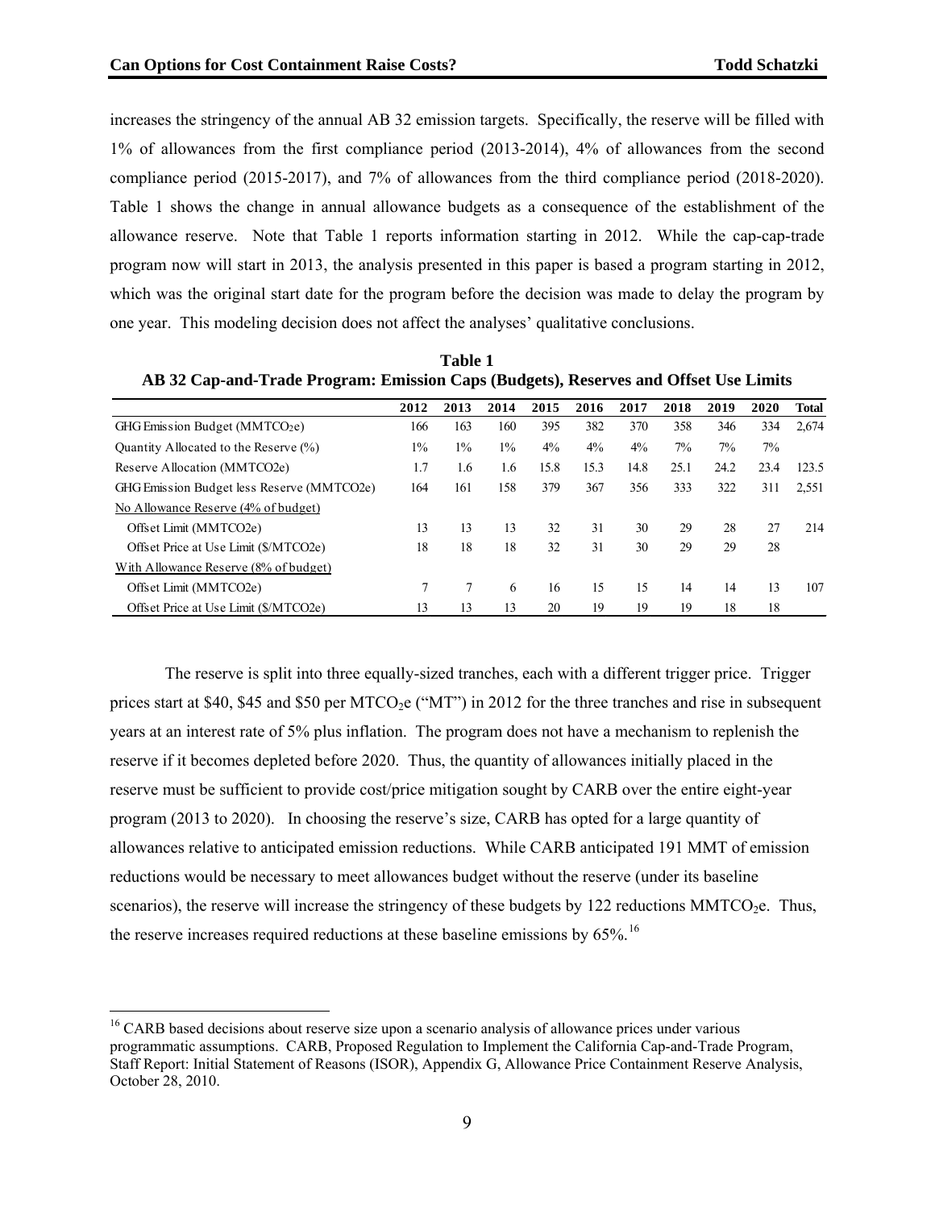increases the stringency of the annual AB 32 emission targets. Specifically, the reserve will be filled with 1% of allowances from the first compliance period (2013-2014), 4% of allowances from the second compliance period (2015-2017), and 7% of allowances from the third compliance period (2018-2020). Table 1 shows the change in annual allowance budgets as a consequence of the establishment of the allowance reserve. Note that Table 1 reports information starting in 2012. While the cap-cap-trade program now will start in 2013, the analysis presented in this paper is based a program starting in 2012, which was the original start date for the program before the decision was made to delay the program by one year. This modeling decision does not affect the analyses' qualitative conclusions.

**Table 1**
**AB 32 Cap-and-Trade Program: Emission Caps (Budgets), Reserves and Offset Use Limits**

| | 2012 | 2013 | 2014 | 2015 | 2016 | 2017 | 2018 | 2019 | 2020 | Total |
|---|---|---|---|---|---|---|---|---|---|---|
| GHG Emission Budget ($MMTCO_2e$) | 166 | 163 | 160 | 395 | 382 | 370 | 358 | 346 | 334 | 2,674 |
| Quantity Allocated to the Reserve (%) | 1% | 1% | 1% | 4% | 4% | 4% | 7% | 7% | 7% | |
| Reserve Allocation (MMTCO2e) | 1.7 | 1.6 | 1.6 | 15.8 | 15.3 | 14.8 | 25.1 | 24.2 | 23.4 | 123.5 |
| GHG Emission Budget less Reserve (MMTCO2e) | 164 | 161 | 158 | 379 | 367 | 356 | 333 | 322 | 311 | 2,551 |
| No Allowance Reserve (4% of budget) | | | | | | | | | | |
| Offset Limit (MMTCO2e) | 13 | 13 | 13 | 32 | 31 | 30 | 29 | 28 | 27 | 214 |
| Offset Price at Use Limit ($/MTCO2e) | 18 | 18 | 18 | 32 | 31 | 30 | 29 | 29 | 28 | |
| With Allowance Reserve (8% of budget) | | | | | | | | | | |
| Offset Limit (MMTCO2e) | 7 | 7 | 6 | 16 | 15 | 15 | 14 | 14 | 13 | 107 |
| Offset Price at Use Limit ($/MTCO2e) | 13 | 13 | 13 | 20 | 19 | 19 | 19 | 18 | 18 | |

The reserve is split into three equally-sized tranches, each with a different trigger price. Trigger prices start at $40, $45 and $50 per $MTCO_2e$ ("MT") in 2012 for the three tranches and rise in subsequent years at an interest rate of 5% plus inflation. The program does not have a mechanism to replenish the reserve if it becomes depleted before 2020. Thus, the quantity of allowances initially placed in the reserve must be sufficient to provide cost/price mitigation sought by CARB over the entire eight-year program (2013 to 2020). In choosing the reserve's size, CARB has opted for a large quantity of allowances relative to anticipated emission reductions. While CARB anticipated 191 MMT of emission reductions would be necessary to meet allowances budget without the reserve (under its baseline scenarios), the reserve will increase the stringency of these budgets by 122 reductions $MMTCO_2e$. Thus, the reserve increases required reductions at these baseline emissions by 65%.[16]

[16] CARB based decisions about reserve size upon a scenario analysis of allowance prices under various programmatic assumptions. CARB, Proposed Regulation to Implement the California Cap-and-Trade Program, Staff Report: Initial Statement of Reasons (ISOR), Appendix G, Allowance Price Containment Reserve Analysis, October 28, 2010.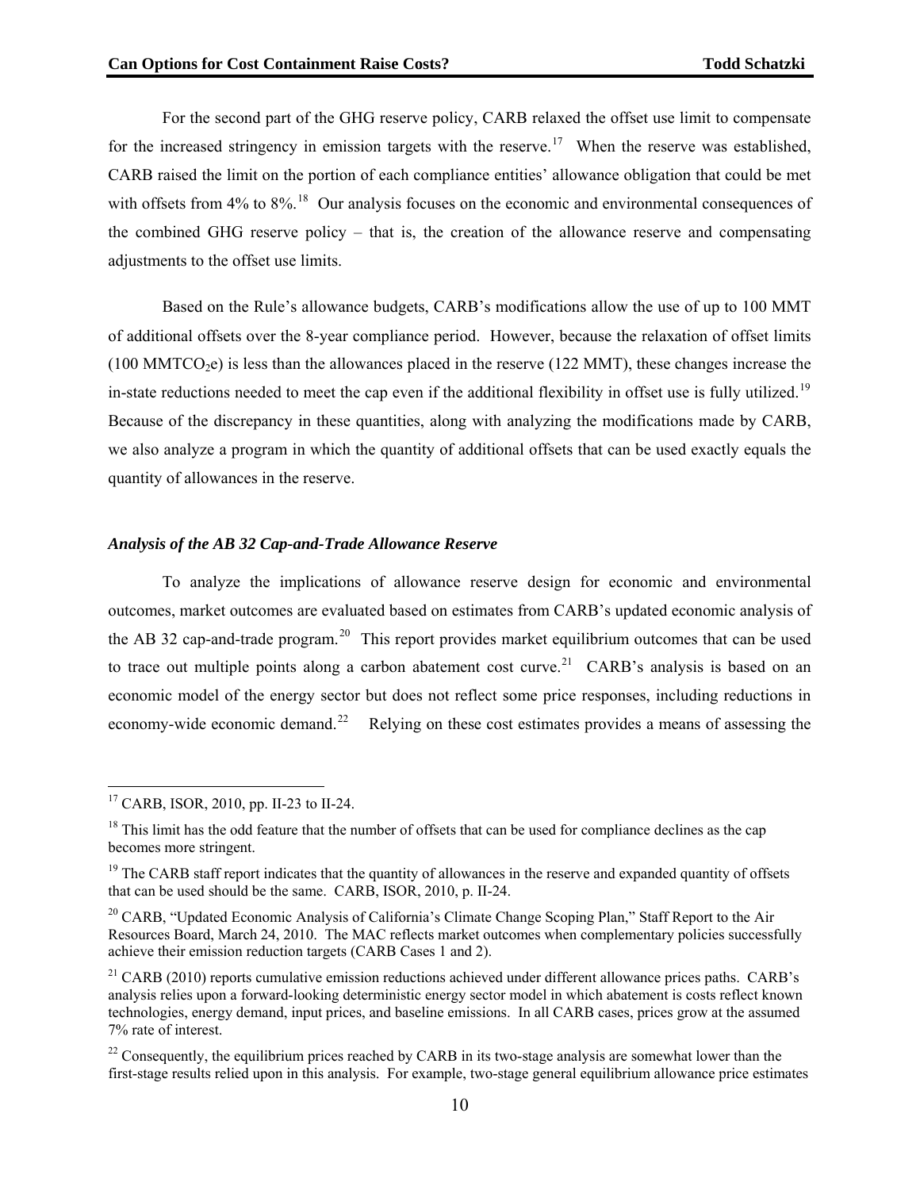For the second part of the GHG reserve policy, CARB relaxed the offset use limit to compensate for the increased stringency in emission targets with the reserve.[17] When the reserve was established, CARB raised the limit on the portion of each compliance entities' allowance obligation that could be met with offsets from 4% to 8%.[18] Our analysis focuses on the economic and environmental consequences of the combined GHG reserve policy – that is, the creation of the allowance reserve and compensating adjustments to the offset use limits.

Based on the Rule's allowance budgets, CARB's modifications allow the use of up to 100 MMT of additional offsets over the 8-year compliance period. However, because the relaxation of offset limits (100 $MMTCO_2e$) is less than the allowances placed in the reserve (122 MMT), these changes increase the in-state reductions needed to meet the cap even if the additional flexibility in offset use is fully utilized.[19] Because of the discrepancy in these quantities, along with analyzing the modifications made by CARB, we also analyze a program in which the quantity of additional offsets that can be used exactly equals the quantity of allowances in the reserve.

### *Analysis of the AB 32 Cap-and-Trade Allowance Reserve*

To analyze the implications of allowance reserve design for economic and environmental outcomes, market outcomes are evaluated based on estimates from CARB's updated economic analysis of the AB 32 cap-and-trade program.[20] This report provides market equilibrium outcomes that can be used to trace out multiple points along a carbon abatement cost curve.[21] CARB's analysis is based on an economic model of the energy sector but does not reflect some price responses, including reductions in economy-wide economic demand.[22] Relying on these cost estimates provides a means of assessing the

---

[17] CARB, ISOR, 2010, pp. II-23 to II-24.

[18] This limit has the odd feature that the number of offsets that can be used for compliance declines as the cap becomes more stringent.

[19] The CARB staff report indicates that the quantity of allowances in the reserve and expanded quantity of offsets that can be used should be the same. CARB, ISOR, 2010, p. II-24.

[20] CARB, "Updated Economic Analysis of California's Climate Change Scoping Plan," Staff Report to the Air Resources Board, March 24, 2010. The MAC reflects market outcomes when complementary policies successfully achieve their emission reduction targets (CARB Cases 1 and 2).

[21] CARB (2010) reports cumulative emission reductions achieved under different allowance prices paths. CARB's analysis relies upon a forward-looking deterministic energy sector model in which abatement is costs reflect known technologies, energy demand, input prices, and baseline emissions. In all CARB cases, prices grow at the assumed 7% rate of interest.

[22] Consequently, the equilibrium prices reached by CARB in its two-stage analysis are somewhat lower than the first-stage results relied upon in this analysis. For example, two-stage general equilibrium allowance price estimates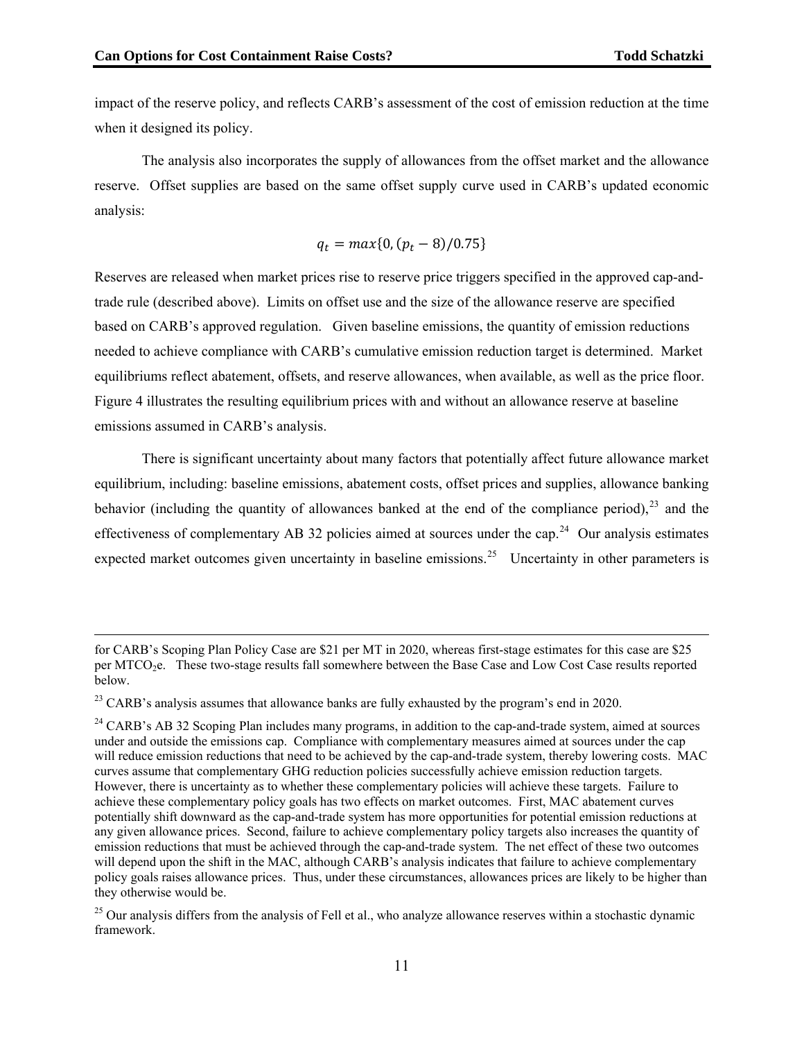impact of the reserve policy, and reflects CARB's assessment of the cost of emission reduction at the time when it designed its policy.

The analysis also incorporates the supply of allowances from the offset market and the allowance reserve. Offset supplies are based on the same offset supply curve used in CARB's updated economic analysis:

$$q_t = max\{0, (p_t - 8)/0.75\}$$

Reserves are released when market prices rise to reserve price triggers specified in the approved cap-and-trade rule (described above). Limits on offset use and the size of the allowance reserve are specified based on CARB's approved regulation. Given baseline emissions, the quantity of emission reductions needed to achieve compliance with CARB's cumulative emission reduction target is determined. Market equilibriums reflect abatement, offsets, and reserve allowances, when available, as well as the price floor. Figure 4 illustrates the resulting equilibrium prices with and without an allowance reserve at baseline emissions assumed in CARB's analysis.

There is significant uncertainty about many factors that potentially affect future allowance market equilibrium, including: baseline emissions, abatement costs, offset prices and supplies, allowance banking behavior (including the quantity of allowances banked at the end of the compliance period),[23] and the effectiveness of complementary AB 32 policies aimed at sources under the cap.[24] Our analysis estimates expected market outcomes given uncertainty in baseline emissions.[25] Uncertainty in other parameters is

---

for CARB's Scoping Plan Policy Case are \$21 per MT in 2020, whereas first-stage estimates for this case are \$25 per $MTCO_2e$. These two-stage results fall somewhere between the Base Case and Low Cost Case results reported below.

[23] CARB's analysis assumes that allowance banks are fully exhausted by the program's end in 2020.

[24] CARB's AB 32 Scoping Plan includes many programs, in addition to the cap-and-trade system, aimed at sources under and outside the emissions cap. Compliance with complementary measures aimed at sources under the cap will reduce emission reductions that need to be achieved by the cap-and-trade system, thereby lowering costs. MAC curves assume that complementary GHG reduction policies successfully achieve emission reduction targets. However, there is uncertainty as to whether these complementary policies will achieve these targets. Failure to achieve these complementary policy goals has two effects on market outcomes. First, MAC abatement curves potentially shift downward as the cap-and-trade system has more opportunities for potential emission reductions at any given allowance prices. Second, failure to achieve complementary policy targets also increases the quantity of emission reductions that must be achieved through the cap-and-trade system. The net effect of these two outcomes will depend upon the shift in the MAC, although CARB's analysis indicates that failure to achieve complementary policy goals raises allowance prices. Thus, under these circumstances, allowances prices are likely to be higher than they otherwise would be.

[25] Our analysis differs from the analysis of Fell et al., who analyze allowance reserves within a stochastic dynamic framework.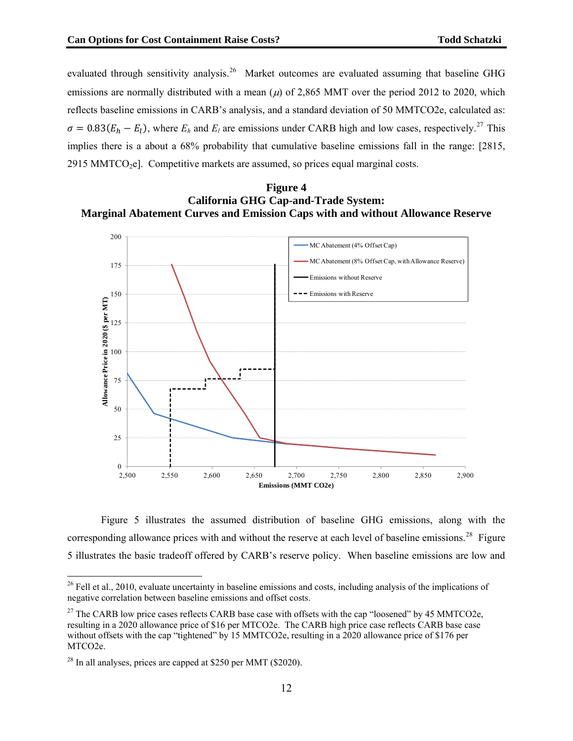evaluated through sensitivity analysis.[26] Market outcomes are evaluated assuming that baseline GHG emissions are normally distributed with a mean ($\mu$) of 2,865 MMT over the period 2012 to 2020, which reflects baseline emissions in CARB's analysis, and a standard deviation of 50 MMTCO2e, calculated as: $\sigma = 0.83(E_h - E_l)$, where $E_h$ and $E_l$ are emissions under CARB high and low cases, respectively.[27] This implies there is a about a 68% probability that cumulative baseline emissions fall in the range: [2815, 2915 MMTCO$_2$e]. Competitive markets are assumed, so prices equal marginal costs.

**Figure 4**
**California GHG Cap-and-Trade System:**
**Marginal Abatement Curves and Emission Caps with and without Allowance Reserve**

Figure 5 illustrates the assumed distribution of baseline GHG emissions, along with the corresponding allowance prices with and without the reserve at each level of baseline emissions.[28] Figure 5 illustrates the basic tradeoff offered by CARB's reserve policy. When baseline emissions are low and

---

[26] Fell et al., 2010, evaluate uncertainty in baseline emissions and costs, including analysis of the implications of negative correlation between baseline emissions and offset costs.

[27] The CARB low price cases reflects CARB base case with offsets with the cap "loosened" by 45 MMTCO2e, resulting in a 2020 allowance price of $16 per MTCO2e. The CARB high price case reflects CARB base case without offsets with the cap "tightened" by 15 MMTCO2e, resulting in a 2020 allowance price of $176 per MTCO2e.

[28] In all analyses, prices are capped at $250 per MMT ($2020).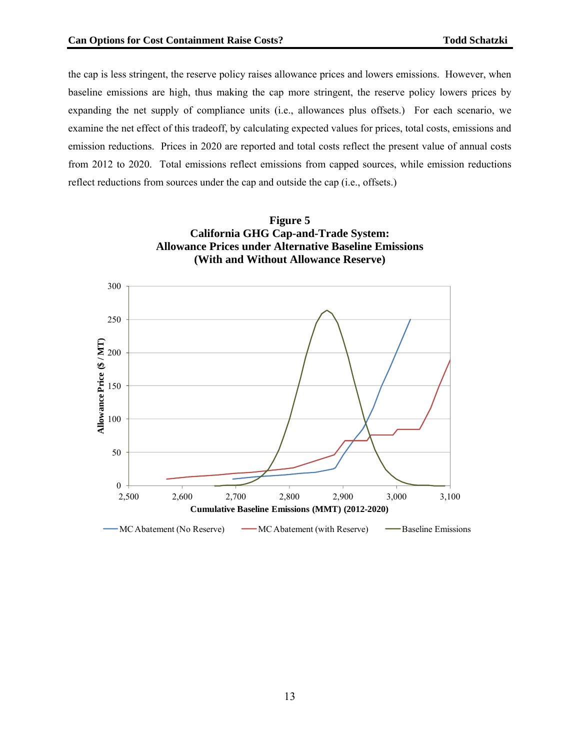the cap is less stringent, the reserve policy raises allowance prices and lowers emissions. However, when baseline emissions are high, thus making the cap more stringent, the reserve policy lowers prices by expanding the net supply of compliance units (i.e., allowances plus offsets.) For each scenario, we examine the net effect of this tradeoff, by calculating expected values for prices, total costs, emissions and emission reductions. Prices in 2020 are reported and total costs reflect the present value of annual costs from 2012 to 2020. Total emissions reflect emissions from capped sources, while emission reductions reflect reductions from sources under the cap and outside the cap (i.e., offsets.)

**Figure 5**
**California GHG Cap-and-Trade System:**
**Allowance Prices under Alternative Baseline Emissions**
**(With and Without Allowance Reserve)**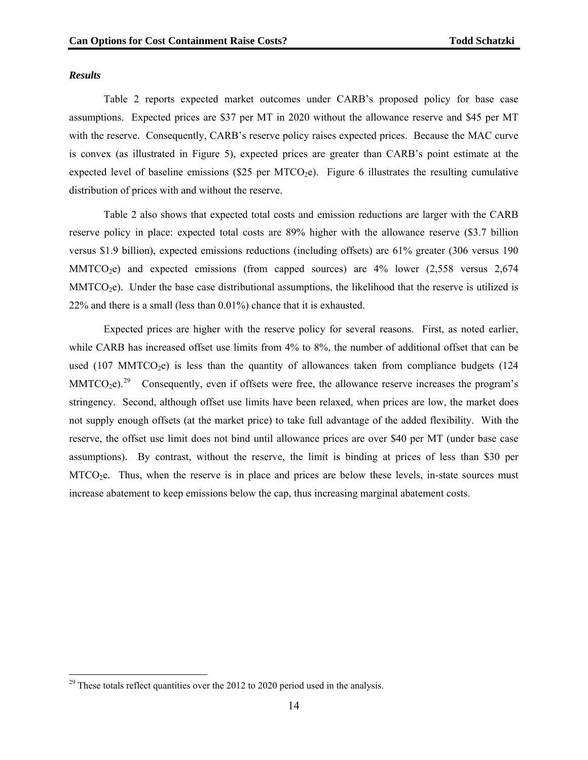### *Results*

Table 2 reports expected market outcomes under CARB's proposed policy for base case assumptions. Expected prices are \$37 per MT in 2020 without the allowance reserve and \$45 per MT with the reserve. Consequently, CARB's reserve policy raises expected prices. Because the MAC curve is convex (as illustrated in Figure 5), expected prices are greater than CARB's point estimate at the expected level of baseline emissions (\$25 per $MTCO_2e$). Figure 6 illustrates the resulting cumulative distribution of prices with and without the reserve.

Table 2 also shows that expected total costs and emission reductions are larger with the CARB reserve policy in place: expected total costs are 89% higher with the allowance reserve (\$3.7 billion versus \$1.9 billion), expected emissions reductions (including offsets) are 61% greater (306 versus 190 $MMTCO_2e$) and expected emissions (from capped sources) are 4% lower (2,558 versus 2,674 $MMTCO_2e$). Under the base case distributional assumptions, the likelihood that the reserve is utilized is 22% and there is a small (less than 0.01%) chance that it is exhausted.

Expected prices are higher with the reserve policy for several reasons. First, as noted earlier, while CARB has increased offset use limits from 4% to 8%, the number of additional offset that can be used (107 $MMTCO_2e$) is less than the quantity of allowances taken from compliance budgets (124 $MMTCO_2e$).[29] Consequently, even if offsets were free, the allowance reserve increases the program's stringency. Second, although offset use limits have been relaxed, when prices are low, the market does not supply enough offsets (at the market price) to take full advantage of the added flexibility. With the reserve, the offset use limit does not bind until allowance prices are over \$40 per MT (under base case assumptions). By contrast, without the reserve, the limit is binding at prices of less than \$30 per $MTCO_2e$. Thus, when the reserve is in place and prices are below these levels, in-state sources must increase abatement to keep emissions below the cap, thus increasing marginal abatement costs.

---

[29] These totals reflect quantities over the 2012 to 2020 period used in the analysis.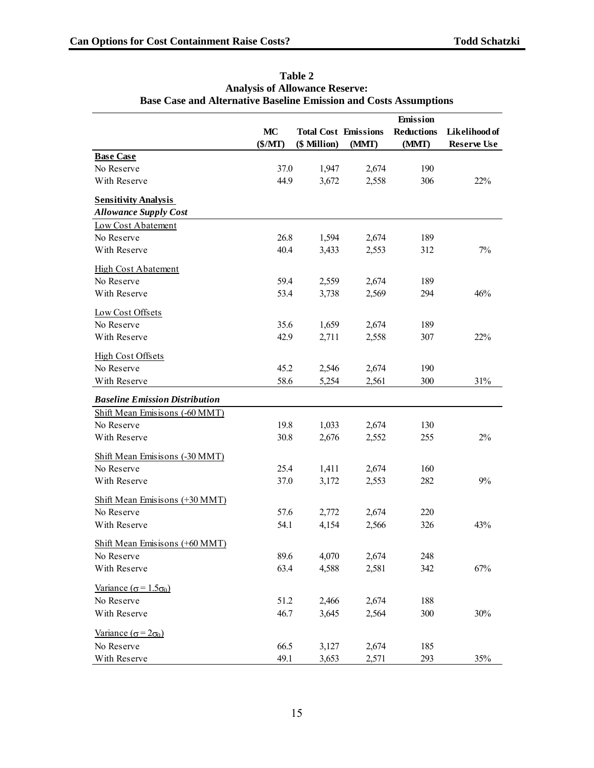**Table 2**
**Analysis of Allowance Reserve:**
**Base Case and Alternative Baseline Emission and Costs Assumptions**

| | MC ($/MT) | Total Cost ($ Million) | Emissions (MMT) | Emission Reductions (MMT) | Likelihood of Reserve Use |
|---|---|---|---|---|---|
| **Base Case** | | | | | |
| No Reserve | 37.0 | 1,947 | 2,674 | 190 | |
| With Reserve | 44.9 | 3,672 | 2,558 | 306 | 22% |
| **Sensitivity Analysis** | | | | | |
| ***Allowance Supply Cost*** | | | | | |
| Low Cost Abatement | | | | | |
| No Reserve | 26.8 | 1,594 | 2,674 | 189 | |
| With Reserve | 40.4 | 3,433 | 2,553 | 312 | 7% |
| High Cost Abatement | | | | | |
| No Reserve | 59.4 | 2,559 | 2,674 | 189 | |
| With Reserve | 53.4 | 3,738 | 2,569 | 294 | 46% |
| Low Cost Offsets | | | | | |
| No Reserve | 35.6 | 1,659 | 2,674 | 189 | |
| With Reserve | 42.9 | 2,711 | 2,558 | 307 | 22% |
| High Cost Offsets | | | | | |
| No Reserve | 45.2 | 2,546 | 2,674 | 190 | |
| With Reserve | 58.6 | 5,254 | 2,561 | 300 | 31% |
| ***Baseline Emission Distribution*** | | | | | |
| Shift Mean Emisisons (-60 MMT) | | | | | |
| No Reserve | 19.8 | 1,033 | 2,674 | 130 | |
| With Reserve | 30.8 | 2,676 | 2,552 | 255 | 2% |
| Shift Mean Emisisons (-30 MMT) | | | | | |
| No Reserve | 25.4 | 1,411 | 2,674 | 160 | |
| With Reserve | 37.0 | 3,172 | 2,553 | 282 | 9% |
| Shift Mean Emisisons (+30 MMT) | | | | | |
| No Reserve | 57.6 | 2,772 | 2,674 | 220 | |
| With Reserve | 54.1 | 4,154 | 2,566 | 326 | 43% |
| Shift Mean Emisisons (+60 MMT) | | | | | |
| No Reserve | 89.6 | 4,070 | 2,674 | 248 | |
| With Reserve | 63.4 | 4,588 | 2,581 | 342 | 67% |
| Variance ($\sigma = 1.5\sigma_0$) | | | | | |
| No Reserve | 51.2 | 2,466 | 2,674 | 188 | |
| With Reserve | 46.7 | 3,645 | 2,564 | 300 | 30% |
| Variance ($\sigma = 2\sigma_0$) | | | | | |
| No Reserve | 66.5 | 3,127 | 2,674 | 185 | |
| With Reserve | 49.1 | 3,653 | 2,571 | 293 | 35% |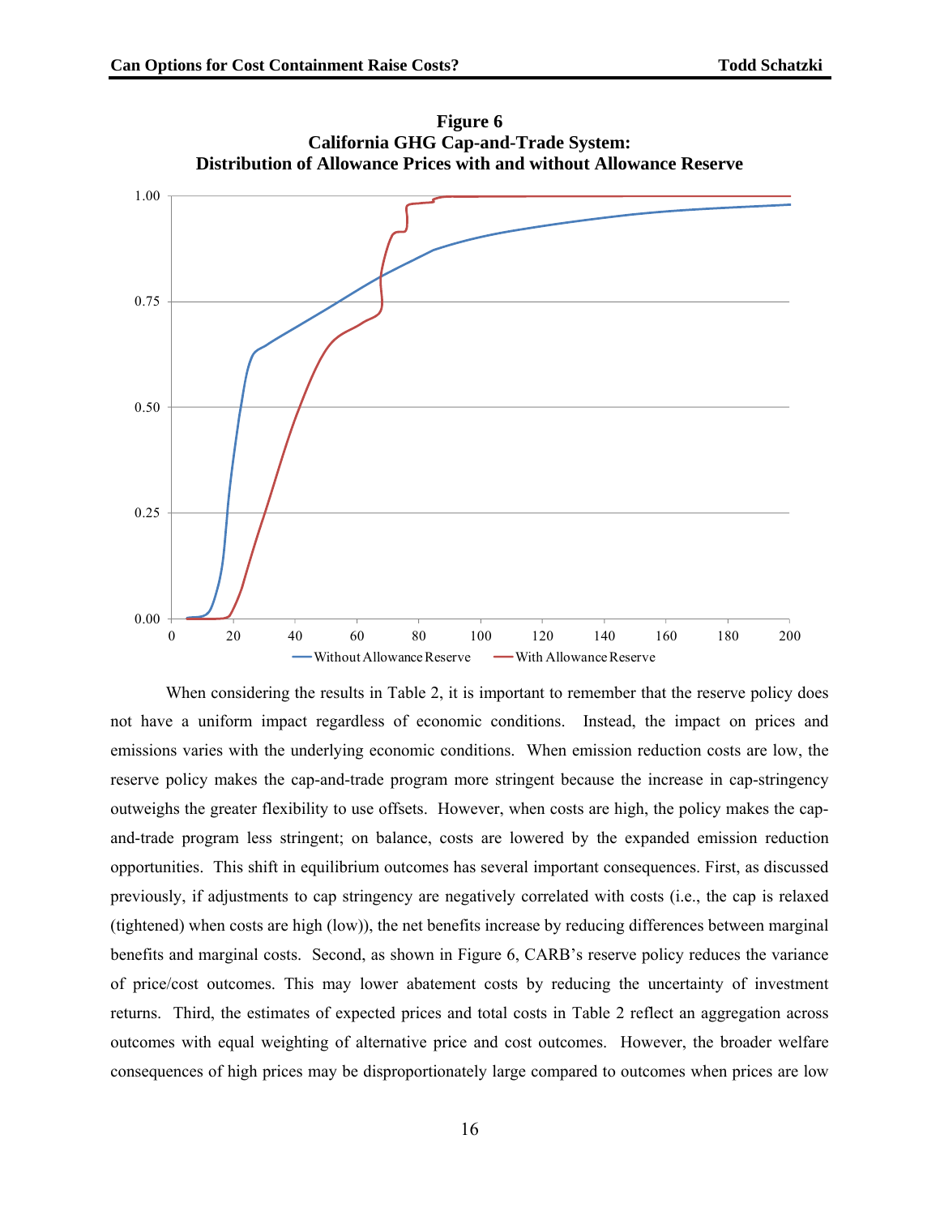**Figure 6**
**California GHG Cap-and-Trade System:**
**Distribution of Allowance Prices with and without Allowance Reserve**

When considering the results in Table 2, it is important to remember that the reserve policy does not have a uniform impact regardless of economic conditions. Instead, the impact on prices and emissions varies with the underlying economic conditions. When emission reduction costs are low, the reserve policy makes the cap-and-trade program more stringent because the increase in cap-stringency outweighs the greater flexibility to use offsets. However, when costs are high, the policy makes the cap-and-trade program less stringent; on balance, costs are lowered by the expanded emission reduction opportunities. This shift in equilibrium outcomes has several important consequences. First, as discussed previously, if adjustments to cap stringency are negatively correlated with costs (i.e., the cap is relaxed (tightened) when costs are high (low)), the net benefits increase by reducing differences between marginal benefits and marginal costs. Second, as shown in Figure 6, CARB's reserve policy reduces the variance of price/cost outcomes. This may lower abatement costs by reducing the uncertainty of investment returns. Third, the estimates of expected prices and total costs in Table 2 reflect an aggregation across outcomes with equal weighting of alternative price and cost outcomes. However, the broader welfare consequences of high prices may be disproportionately large compared to outcomes when prices are low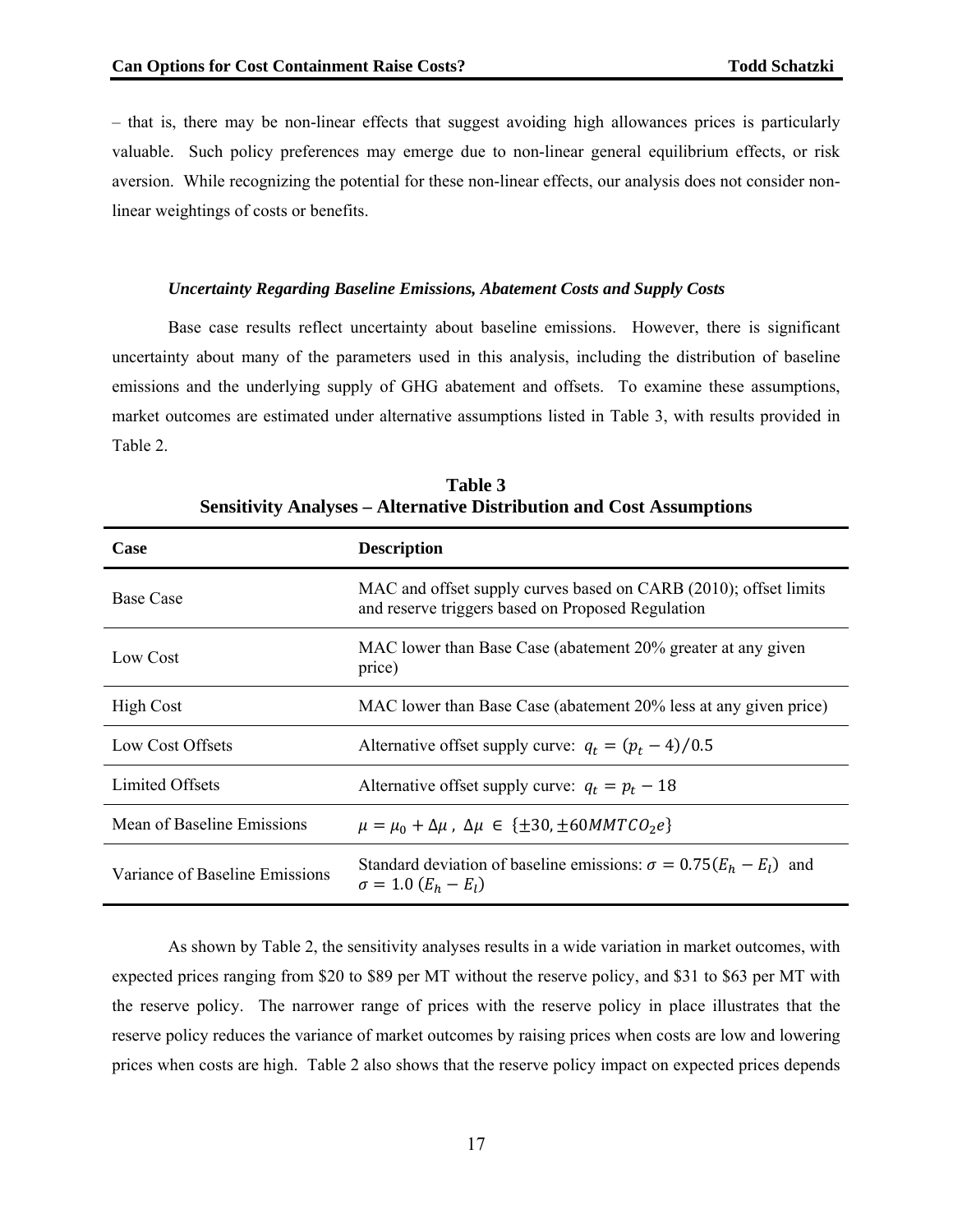– that is, there may be non-linear effects that suggest avoiding high allowances prices is particularly valuable. Such policy preferences may emerge due to non-linear general equilibrium effects, or risk aversion. While recognizing the potential for these non-linear effects, our analysis does not consider non-linear weightings of costs or benefits.

***Uncertainty Regarding Baseline Emissions, Abatement Costs and Supply Costs***

Base case results reflect uncertainty about baseline emissions. However, there is significant uncertainty about many of the parameters used in this analysis, including the distribution of baseline emissions and the underlying supply of GHG abatement and offsets. To examine these assumptions, market outcomes are estimated under alternative assumptions listed in Table 3, with results provided in Table 2.

**Table 3**
**Sensitivity Analyses – Alternative Distribution and Cost Assumptions**

| Case | Description |
|---|---|
| Base Case | MAC and offset supply curves based on CARB (2010); offset limits and reserve triggers based on Proposed Regulation |
| Low Cost | MAC lower than Base Case (abatement 20% greater at any given price) |
| High Cost | MAC lower than Base Case (abatement 20% less at any given price) |
| Low Cost Offsets | Alternative offset supply curve: $q_t = (p_t - 4)/0.5$ |
| Limited Offsets | Alternative offset supply curve: $q_t = p_t - 18$ |
| Mean of Baseline Emissions | $\mu = \mu_0 + \Delta\mu$ , $\Delta\mu \in \{\pm 30, \pm 60 MMTCO_2e\}$ |
| Variance of Baseline Emissions | Standard deviation of baseline emissions: $\sigma = 0.75(E_h - E_l)$ and $\sigma = 1.0\ (E_h - E_l)$ |

As shown by Table 2, the sensitivity analyses results in a wide variation in market outcomes, with expected prices ranging from \$20 to \$89 per MT without the reserve policy, and \$31 to \$63 per MT with the reserve policy. The narrower range of prices with the reserve policy in place illustrates that the reserve policy reduces the variance of market outcomes by raising prices when costs are low and lowering prices when costs are high. Table 2 also shows that the reserve policy impact on expected prices depends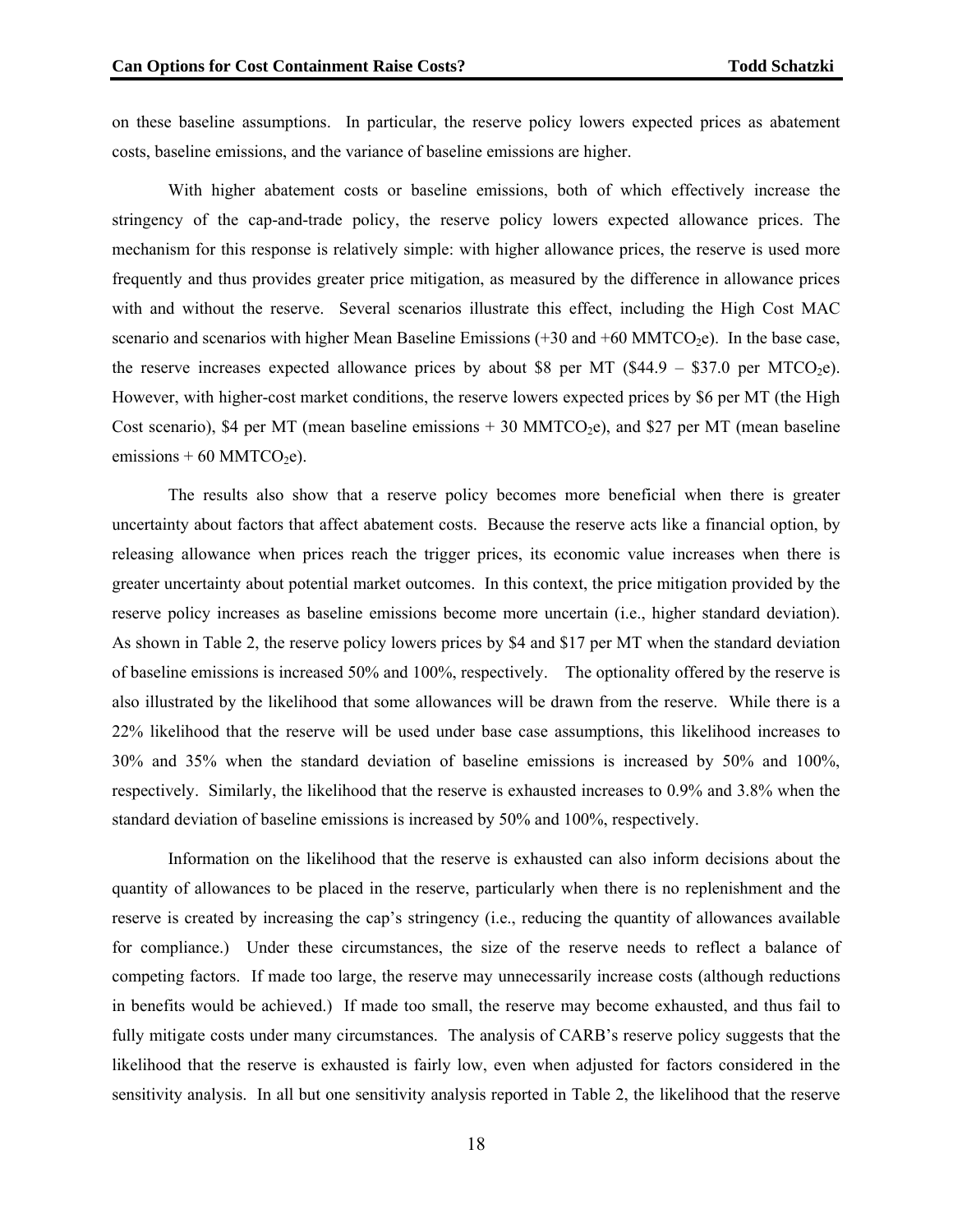on these baseline assumptions. In particular, the reserve policy lowers expected prices as abatement costs, baseline emissions, and the variance of baseline emissions are higher.

With higher abatement costs or baseline emissions, both of which effectively increase the stringency of the cap-and-trade policy, the reserve policy lowers expected allowance prices. The mechanism for this response is relatively simple: with higher allowance prices, the reserve is used more frequently and thus provides greater price mitigation, as measured by the difference in allowance prices with and without the reserve. Several scenarios illustrate this effect, including the High Cost MAC scenario and scenarios with higher Mean Baseline Emissions (+30 and +60 $MMTCO_2e$). In the base case, the reserve increases expected allowance prices by about \$8 per MT (\$44.9 – \$37.0 per $MTCO_2e$). However, with higher-cost market conditions, the reserve lowers expected prices by \$6 per MT (the High Cost scenario), \$4 per MT (mean baseline emissions + 30 $MMTCO_2e$), and \$27 per MT (mean baseline emissions + 60 $MMTCO_2e$).

The results also show that a reserve policy becomes more beneficial when there is greater uncertainty about factors that affect abatement costs. Because the reserve acts like a financial option, by releasing allowance when prices reach the trigger prices, its economic value increases when there is greater uncertainty about potential market outcomes. In this context, the price mitigation provided by the reserve policy increases as baseline emissions become more uncertain (i.e., higher standard deviation). As shown in Table 2, the reserve policy lowers prices by \$4 and \$17 per MT when the standard deviation of baseline emissions is increased 50% and 100%, respectively. The optionality offered by the reserve is also illustrated by the likelihood that some allowances will be drawn from the reserve. While there is a 22% likelihood that the reserve will be used under base case assumptions, this likelihood increases to 30% and 35% when the standard deviation of baseline emissions is increased by 50% and 100%, respectively. Similarly, the likelihood that the reserve is exhausted increases to 0.9% and 3.8% when the standard deviation of baseline emissions is increased by 50% and 100%, respectively.

Information on the likelihood that the reserve is exhausted can also inform decisions about the quantity of allowances to be placed in the reserve, particularly when there is no replenishment and the reserve is created by increasing the cap's stringency (i.e., reducing the quantity of allowances available for compliance.) Under these circumstances, the size of the reserve needs to reflect a balance of competing factors. If made too large, the reserve may unnecessarily increase costs (although reductions in benefits would be achieved.) If made too small, the reserve may become exhausted, and thus fail to fully mitigate costs under many circumstances. The analysis of CARB's reserve policy suggests that the likelihood that the reserve is exhausted is fairly low, even when adjusted for factors considered in the sensitivity analysis. In all but one sensitivity analysis reported in Table 2, the likelihood that the reserve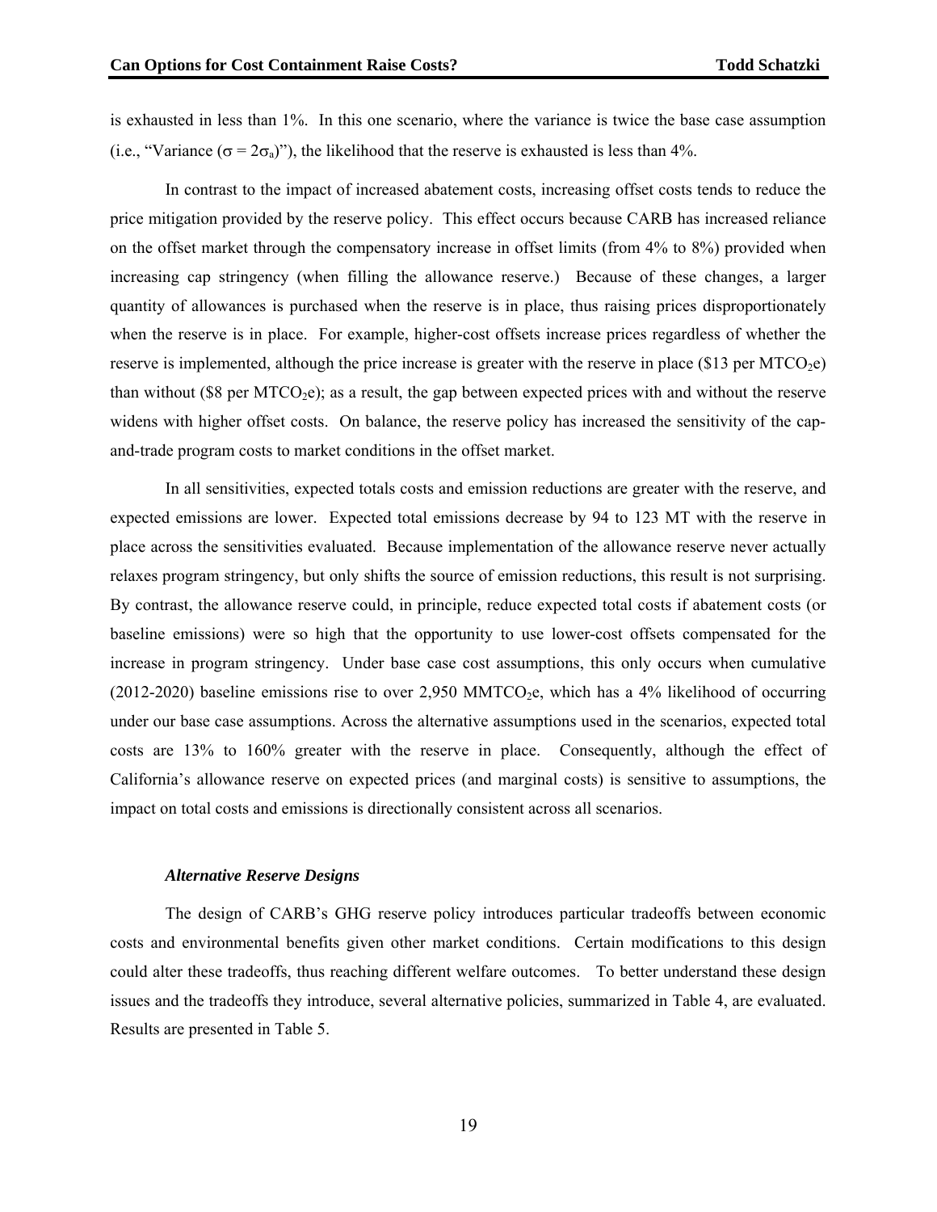is exhausted in less than 1%. In this one scenario, where the variance is twice the base case assumption (i.e., "Variance ($\sigma = 2\sigma_a$)"), the likelihood that the reserve is exhausted is less than 4%.

In contrast to the impact of increased abatement costs, increasing offset costs tends to reduce the price mitigation provided by the reserve policy. This effect occurs because CARB has increased reliance on the offset market through the compensatory increase in offset limits (from 4% to 8%) provided when increasing cap stringency (when filling the allowance reserve.) Because of these changes, a larger quantity of allowances is purchased when the reserve is in place, thus raising prices disproportionately when the reserve is in place. For example, higher-cost offsets increase prices regardless of whether the reserve is implemented, although the price increase is greater with the reserve in place (\$13 per $MTCO_2e$) than without (\$8 per $MTCO_2e$); as a result, the gap between expected prices with and without the reserve widens with higher offset costs. On balance, the reserve policy has increased the sensitivity of the cap-and-trade program costs to market conditions in the offset market.

In all sensitivities, expected totals costs and emission reductions are greater with the reserve, and expected emissions are lower. Expected total emissions decrease by 94 to 123 MT with the reserve in place across the sensitivities evaluated. Because implementation of the allowance reserve never actually relaxes program stringency, but only shifts the source of emission reductions, this result is not surprising. By contrast, the allowance reserve could, in principle, reduce expected total costs if abatement costs (or baseline emissions) were so high that the opportunity to use lower-cost offsets compensated for the increase in program stringency. Under base case cost assumptions, this only occurs when cumulative (2012-2020) baseline emissions rise to over 2,950 $MMTCO_2e$, which has a 4% likelihood of occurring under our base case assumptions. Across the alternative assumptions used in the scenarios, expected total costs are 13% to 160% greater with the reserve in place. Consequently, although the effect of California's allowance reserve on expected prices (and marginal costs) is sensitive to assumptions, the impact on total costs and emissions is directionally consistent across all scenarios.

### *Alternative Reserve Designs*

The design of CARB's GHG reserve policy introduces particular tradeoffs between economic costs and environmental benefits given other market conditions. Certain modifications to this design could alter these tradeoffs, thus reaching different welfare outcomes. To better understand these design issues and the tradeoffs they introduce, several alternative policies, summarized in Table 4, are evaluated. Results are presented in Table 5.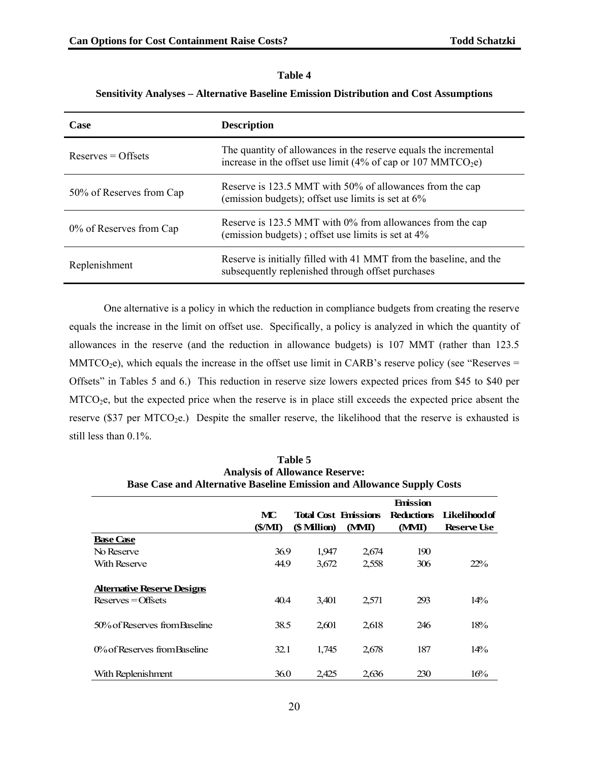**Table 4**

**Sensitivity Analyses – Alternative Baseline Emission Distribution and Cost Assumptions**

| Case | Description |
|---|---|
| Reserves = Offsets | The quantity of allowances in the reserve equals the incremental increase in the offset use limit (4% of cap or 107 $MMTCO_2e$) |
| 50% of Reserves from Cap | Reserve is 123.5 MMT with 50% of allowances from the cap (emission budgets); offset use limits is set at 6% |
| 0% of Reserves from Cap | Reserve is 123.5 MMT with 0% from allowances from the cap (emission budgets) ; offset use limits is set at 4% |
| Replenishment | Reserve is initially filled with 41 MMT from the baseline, and the subsequently replenished through offset purchases |

One alternative is a policy in which the reduction in compliance budgets from creating the reserve equals the increase in the limit on offset use. Specifically, a policy is analyzed in which the quantity of allowances in the reserve (and the reduction in allowance budgets) is 107 MMT (rather than 123.5 $MMTCO_2e$), which equals the increase in the offset use limit in CARB's reserve policy (see "Reserves = Offsets" in Tables 5 and 6.) This reduction in reserve size lowers expected prices from \$45 to \$40 per $MTCO_2e$, but the expected price when the reserve is in place still exceeds the expected price absent the reserve (\$37 per $MTCO_2e$.) Despite the smaller reserve, the likelihood that the reserve is exhausted is still less than 0.1%.

**Table 5**
**Analysis of Allowance Reserve:**
**Base Case and Alternative Baseline Emission and Allowance Supply Costs**

| | MC (\$/MT) | Total Cost (\$ Million) | Emissions (MMT) | Emission Reductions (MMT) | Likelihood of Reserve Use |
|---|---|---|---|---|---|
| **Base Case** | | | | | |
| No Reserve | 36.9 | 1,947 | 2,674 | 190 | |
| With Reserve | 44.9 | 3,672 | 2,558 | 306 | 22% |
| **Alternative Reserve Designs** | | | | | |
| Reserves = Offsets | 40.4 | 3,401 | 2,571 | 293 | 14% |
| 50% of Reserves from Baseline | 38.5 | 2,601 | 2,618 | 246 | 18% |
| 0% of Reserves from Baseline | 32.1 | 1,745 | 2,678 | 187 | 14% |
| With Replenishment | 36.0 | 2,425 | 2,636 | 230 | 16% |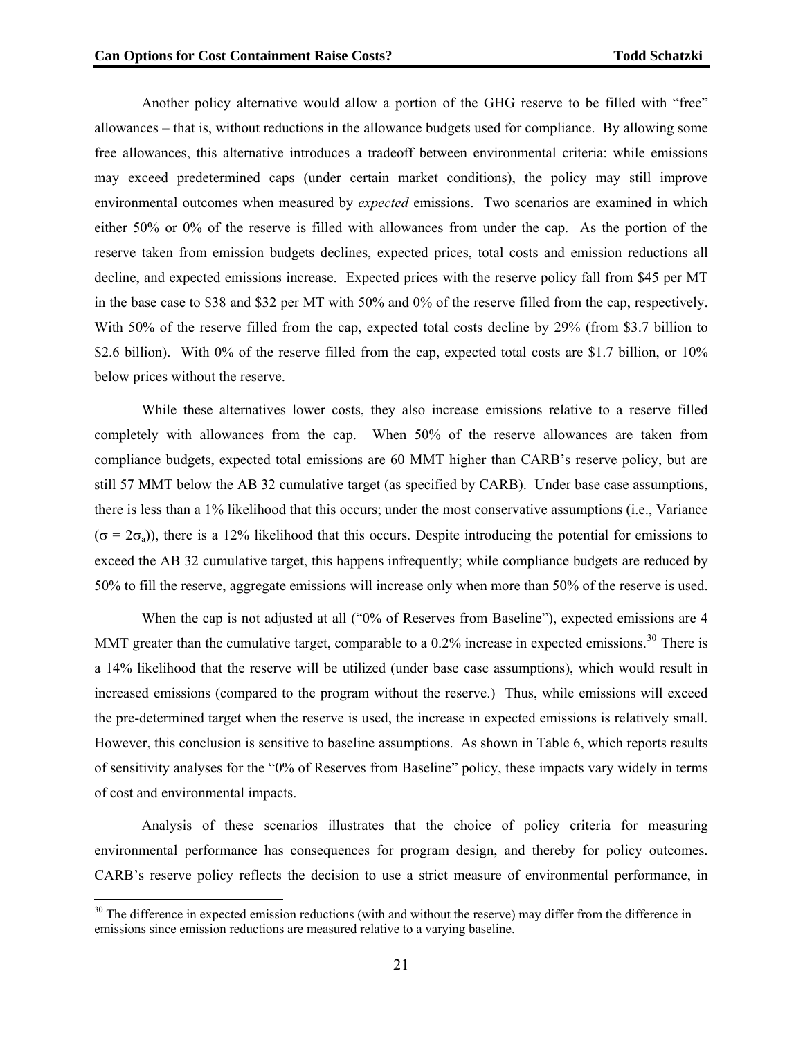Another policy alternative would allow a portion of the GHG reserve to be filled with "free" allowances – that is, without reductions in the allowance budgets used for compliance. By allowing some free allowances, this alternative introduces a tradeoff between environmental criteria: while emissions may exceed predetermined caps (under certain market conditions), the policy may still improve environmental outcomes when measured by *expected* emissions. Two scenarios are examined in which either 50% or 0% of the reserve is filled with allowances from under the cap. As the portion of the reserve taken from emission budgets declines, expected prices, total costs and emission reductions all decline, and expected emissions increase. Expected prices with the reserve policy fall from $45 per MT in the base case to $38 and $32 per MT with 50% and 0% of the reserve filled from the cap, respectively. With 50% of the reserve filled from the cap, expected total costs decline by 29% (from $3.7 billion to $2.6 billion). With 0% of the reserve filled from the cap, expected total costs are $1.7 billion, or 10% below prices without the reserve.

While these alternatives lower costs, they also increase emissions relative to a reserve filled completely with allowances from the cap. When 50% of the reserve allowances are taken from compliance budgets, expected total emissions are 60 MMT higher than CARB's reserve policy, but are still 57 MMT below the AB 32 cumulative target (as specified by CARB). Under base case assumptions, there is less than a 1% likelihood that this occurs; under the most conservative assumptions (i.e., Variance ($\sigma = 2\sigma_a$)), there is a 12% likelihood that this occurs. Despite introducing the potential for emissions to exceed the AB 32 cumulative target, this happens infrequently; while compliance budgets are reduced by 50% to fill the reserve, aggregate emissions will increase only when more than 50% of the reserve is used.

When the cap is not adjusted at all ("0% of Reserves from Baseline"), expected emissions are 4 MMT greater than the cumulative target, comparable to a 0.2% increase in expected emissions.[30] There is a 14% likelihood that the reserve will be utilized (under base case assumptions), which would result in increased emissions (compared to the program without the reserve.) Thus, while emissions will exceed the pre-determined target when the reserve is used, the increase in expected emissions is relatively small. However, this conclusion is sensitive to baseline assumptions. As shown in Table 6, which reports results of sensitivity analyses for the "0% of Reserves from Baseline" policy, these impacts vary widely in terms of cost and environmental impacts.

Analysis of these scenarios illustrates that the choice of policy criteria for measuring environmental performance has consequences for program design, and thereby for policy outcomes. CARB's reserve policy reflects the decision to use a strict measure of environmental performance, in

[30] The difference in expected emission reductions (with and without the reserve) may differ from the difference in emissions since emission reductions are measured relative to a varying baseline.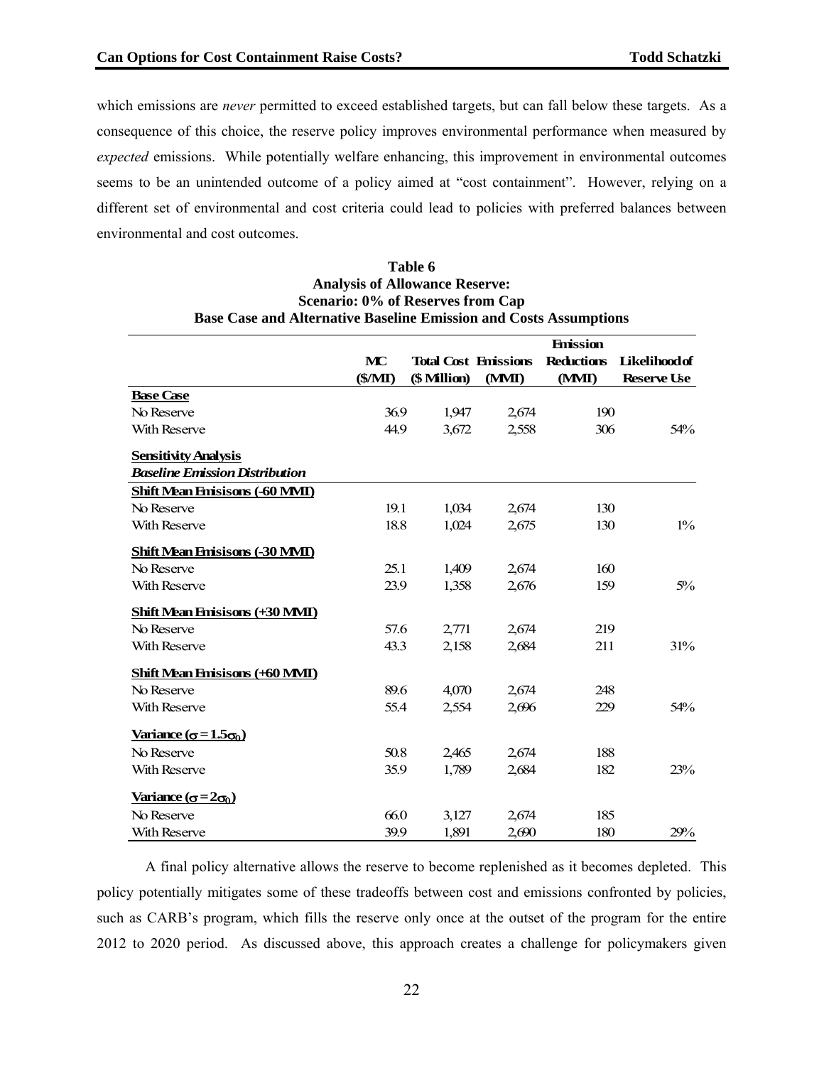which emissions are *never* permitted to exceed established targets, but can fall below these targets. As a consequence of this choice, the reserve policy improves environmental performance when measured by *expected* emissions. While potentially welfare enhancing, this improvement in environmental outcomes seems to be an unintended outcome of a policy aimed at "cost containment". However, relying on a different set of environmental and cost criteria could lead to policies with preferred balances between environmental and cost outcomes.

**Table 6**
**Analysis of Allowance Reserve:**
**Scenario: 0% of Reserves from Cap**
**Base Case and Alternative Baseline Emission and Costs Assumptions**

| | MC ($/MT) | Total Cost ($ Million) | Emissions (MMT) | Emission Reductions (MMT) | Likelihood of Reserve Use |
|---|---|---|---|---|---|
| **Base Case** | | | | | |
| No Reserve | 36.9 | 1,947 | 2,674 | 190 | |
| With Reserve | 44.9 | 3,672 | 2,558 | 306 | 54% |
| **Sensitivity Analysis** | | | | | |
| ***Baseline Emission Distribution*** | | | | | |
| **Shift Mean Emisisons (-60 MMT)** | | | | | |
| No Reserve | 19.1 | 1,034 | 2,674 | 130 | |
| With Reserve | 18.8 | 1,024 | 2,675 | 130 | 1% |
| **Shift Mean Emisisons (-30 MMT)** | | | | | |
| No Reserve | 25.1 | 1,409 | 2,674 | 160 | |
| With Reserve | 23.9 | 1,358 | 2,676 | 159 | 5% |
| **Shift Mean Emisisons (+30 MMT)** | | | | | |
| No Reserve | 57.6 | 2,771 | 2,674 | 219 | |
| With Reserve | 43.3 | 2,158 | 2,684 | 211 | 31% |
| **Shift Mean Emisisons (+60 MMT)** | | | | | |
| No Reserve | 89.6 | 4,070 | 2,674 | 248 | |
| With Reserve | 55.4 | 2,554 | 2,696 | 229 | 54% |
| **Variance ($\sigma = 1.5\sigma_0$)** | | | | | |
| No Reserve | 50.8 | 2,465 | 2,674 | 188 | |
| With Reserve | 35.9 | 1,789 | 2,684 | 182 | 23% |
| **Variance ($\sigma = 2\sigma_0$)** | | | | | |
| No Reserve | 66.0 | 3,127 | 2,674 | 185 | |
| With Reserve | 39.9 | 1,891 | 2,690 | 180 | 29% |

A final policy alternative allows the reserve to become replenished as it becomes depleted. This policy potentially mitigates some of these tradeoffs between cost and emissions confronted by policies, such as CARB's program, which fills the reserve only once at the outset of the program for the entire 2012 to 2020 period. As discussed above, this approach creates a challenge for policymakers given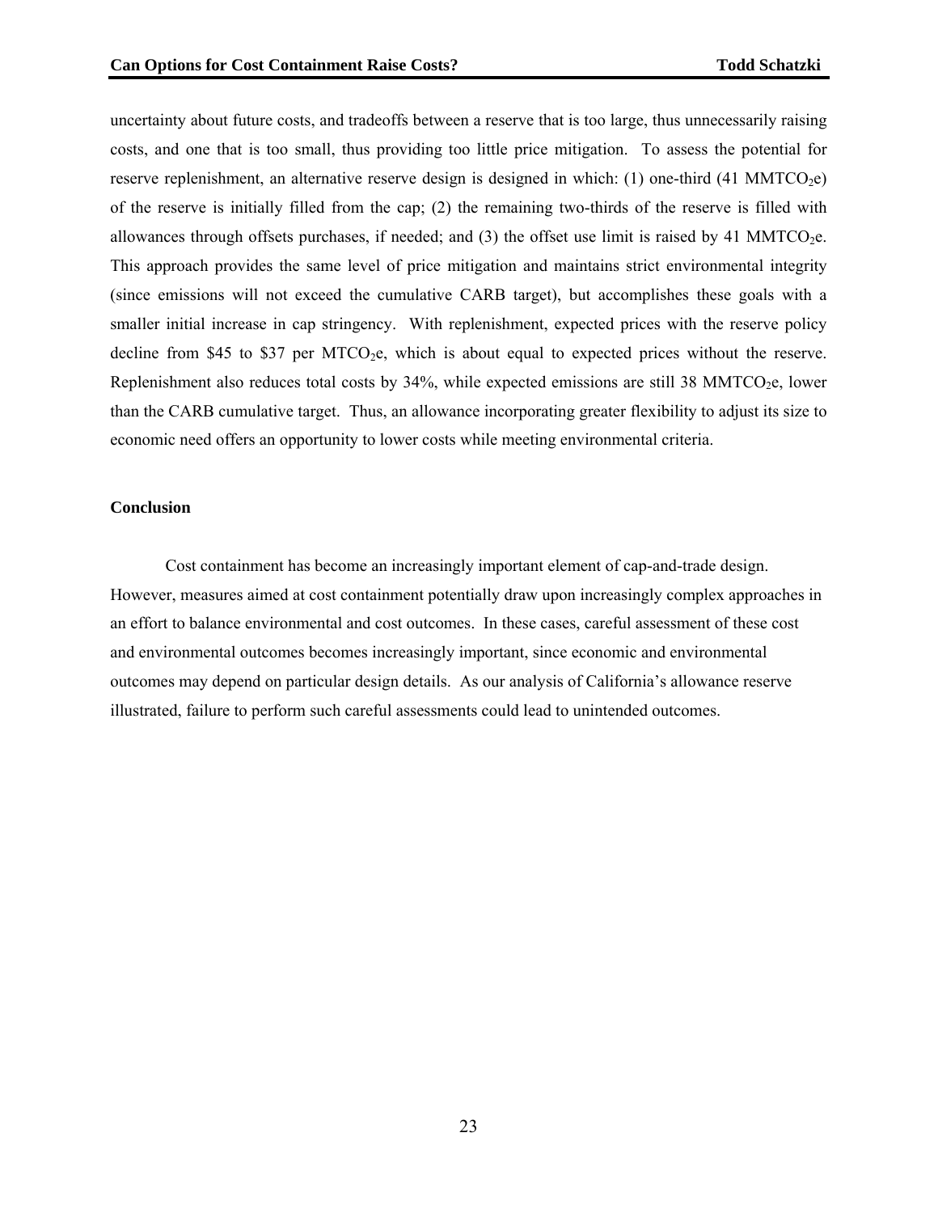uncertainty about future costs, and tradeoffs between a reserve that is too large, thus unnecessarily raising costs, and one that is too small, thus providing too little price mitigation. To assess the potential for reserve replenishment, an alternative reserve design is designed in which: (1) one-third (41 $MMTCO_2e$) of the reserve is initially filled from the cap; (2) the remaining two-thirds of the reserve is filled with allowances through offsets purchases, if needed; and (3) the offset use limit is raised by 41 $MMTCO_2e$. This approach provides the same level of price mitigation and maintains strict environmental integrity (since emissions will not exceed the cumulative CARB target), but accomplishes these goals with a smaller initial increase in cap stringency. With replenishment, expected prices with the reserve policy decline from \$45 to \$37 per $MTCO_2e$, which is about equal to expected prices without the reserve. Replenishment also reduces total costs by 34%, while expected emissions are still 38 $MMTCO_2e$, lower than the CARB cumulative target. Thus, an allowance incorporating greater flexibility to adjust its size to economic need offers an opportunity to lower costs while meeting environmental criteria.

## Conclusion

Cost containment has become an increasingly important element of cap-and-trade design. However, measures aimed at cost containment potentially draw upon increasingly complex approaches in an effort to balance environmental and cost outcomes. In these cases, careful assessment of these cost and environmental outcomes becomes increasingly important, since economic and environmental outcomes may depend on particular design details. As our analysis of California's allowance reserve illustrated, failure to perform such careful assessments could lead to unintended outcomes.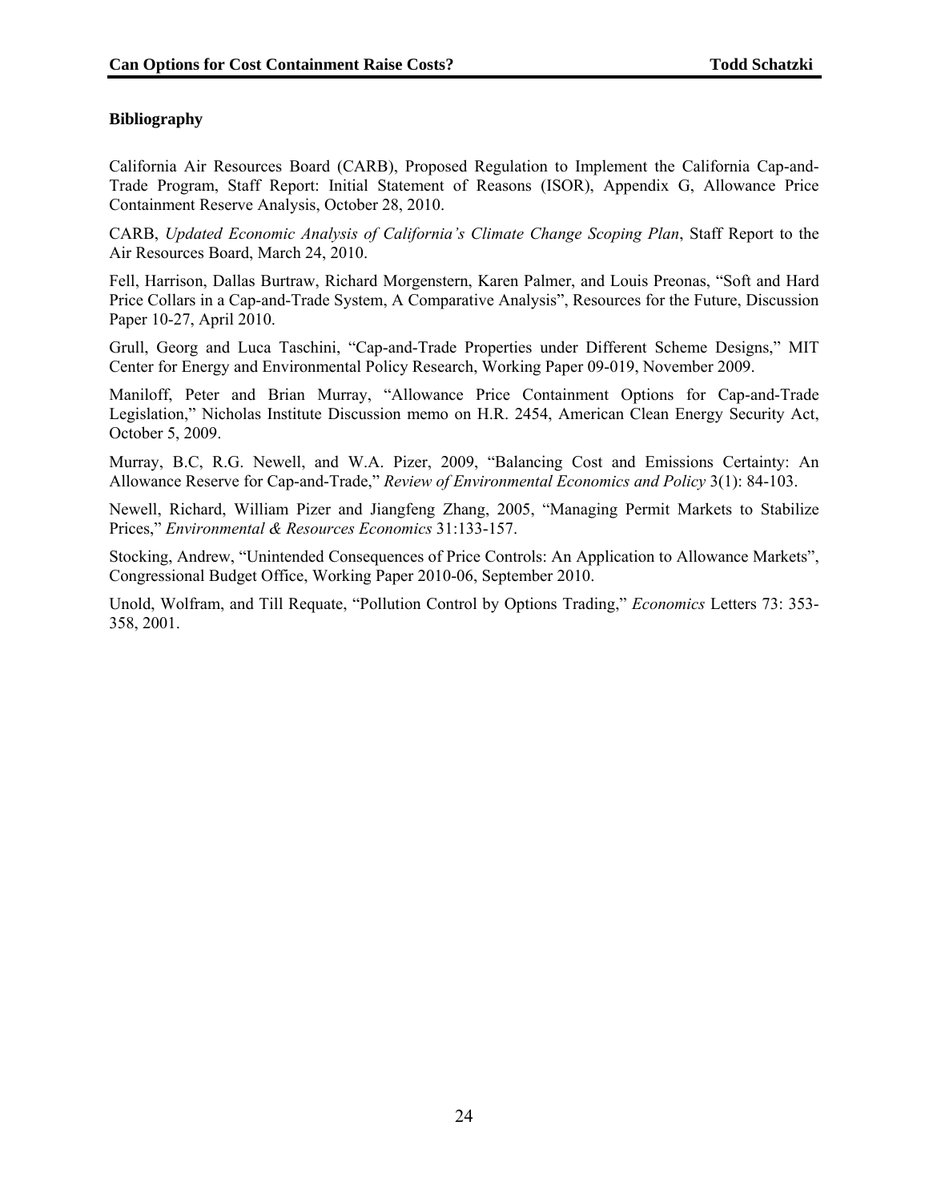**Bibliography**

California Air Resources Board (CARB), Proposed Regulation to Implement the California Cap-and-Trade Program, Staff Report: Initial Statement of Reasons (ISOR), Appendix G, Allowance Price Containment Reserve Analysis, October 28, 2010.

CARB, *Updated Economic Analysis of California's Climate Change Scoping Plan*, Staff Report to the Air Resources Board, March 24, 2010.

Fell, Harrison, Dallas Burtraw, Richard Morgenstern, Karen Palmer, and Louis Preonas, "Soft and Hard Price Collars in a Cap-and-Trade System, A Comparative Analysis", Resources for the Future, Discussion Paper 10-27, April 2010.

Grull, Georg and Luca Taschini, "Cap-and-Trade Properties under Different Scheme Designs," MIT Center for Energy and Environmental Policy Research, Working Paper 09-019, November 2009.

Maniloff, Peter and Brian Murray, "Allowance Price Containment Options for Cap-and-Trade Legislation," Nicholas Institute Discussion memo on H.R. 2454, American Clean Energy Security Act, October 5, 2009.

Murray, B.C, R.G. Newell, and W.A. Pizer, 2009, "Balancing Cost and Emissions Certainty: An Allowance Reserve for Cap-and-Trade," *Review of Environmental Economics and Policy* 3(1): 84-103.

Newell, Richard, William Pizer and Jiangfeng Zhang, 2005, "Managing Permit Markets to Stabilize Prices," *Environmental & Resources Economics* 31:133-157.

Stocking, Andrew, "Unintended Consequences of Price Controls: An Application to Allowance Markets", Congressional Budget Office, Working Paper 2010-06, September 2010.

Unold, Wolfram, and Till Requate, "Pollution Control by Options Trading," *Economics* Letters 73: 353-358, 2001.